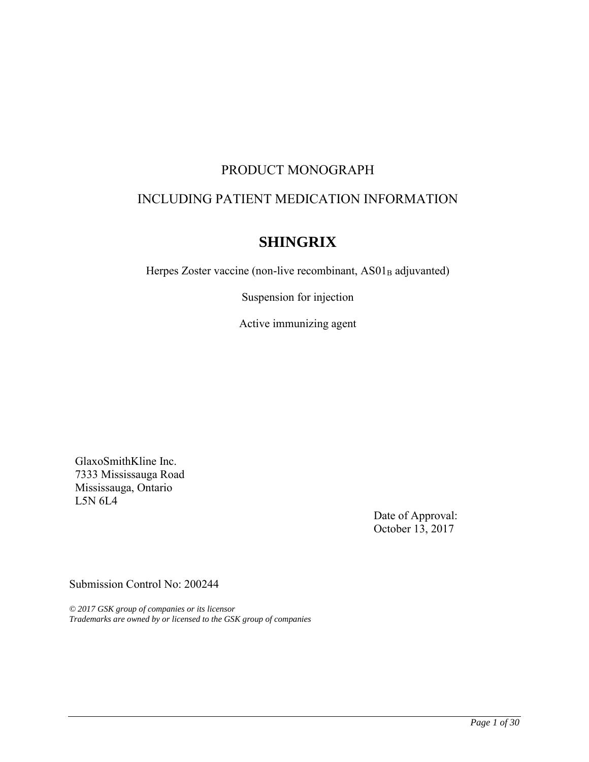PRODUCT MONOGRAPH

INCLUDING PATIENT MEDICATION INFORMATION

# SHINGRIX

Herpes Zoster vaccine (non-live recombinant, $AS01_B$ adjuvanted)

Suspension for injection

Active immunizing agent

GlaxoSmithKline Inc.
7333 Mississauga Road
Mississauga, Ontario
L5N 6L4

Date of Approval:
October 13, 2017

Submission Control No: 200244

*© 2017 GSK group of companies or its licensor*
*Trademarks are owned by or licensed to the GSK group of companies*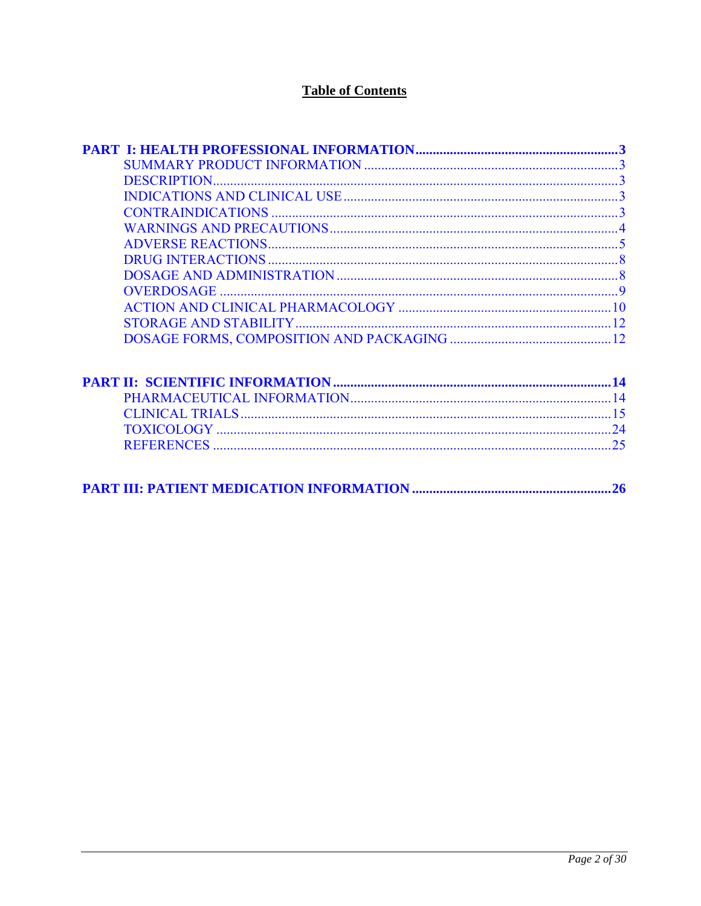## Table of Contents

**PART I: HEALTH PROFESSIONAL INFORMATION........................................................3**

SUMMARY PRODUCT INFORMATION ........................................................................3
DESCRIPTION....................................................................................................3
INDICATIONS AND CLINICAL USE..............................................................................3
CONTRAINDICATIONS ..........................................................................................3
WARNINGS AND PRECAUTIONS.................................................................................4
ADVERSE REACTIONS...........................................................................................5
DRUG INTERACTIONS...........................................................................................8
DOSAGE AND ADMINISTRATION................................................................................8
OVERDOSAGE ...................................................................................................9
ACTION AND CLINICAL PHARMACOLOGY .......................................................................10
STORAGE AND STABILITY.......................................................................................12
DOSAGE FORMS, COMPOSITION AND PACKAGING ................................................................12

**PART II: SCIENTIFIC INFORMATION..............................................................................14**

PHARMACEUTICAL INFORMATION.................................................................................14
CLINICAL TRIALS..............................................................................................15
TOXICOLOGY ...................................................................................................24
REFERENCES ...................................................................................................25

**PART III: PATIENT MEDICATION INFORMATION .......................................................26**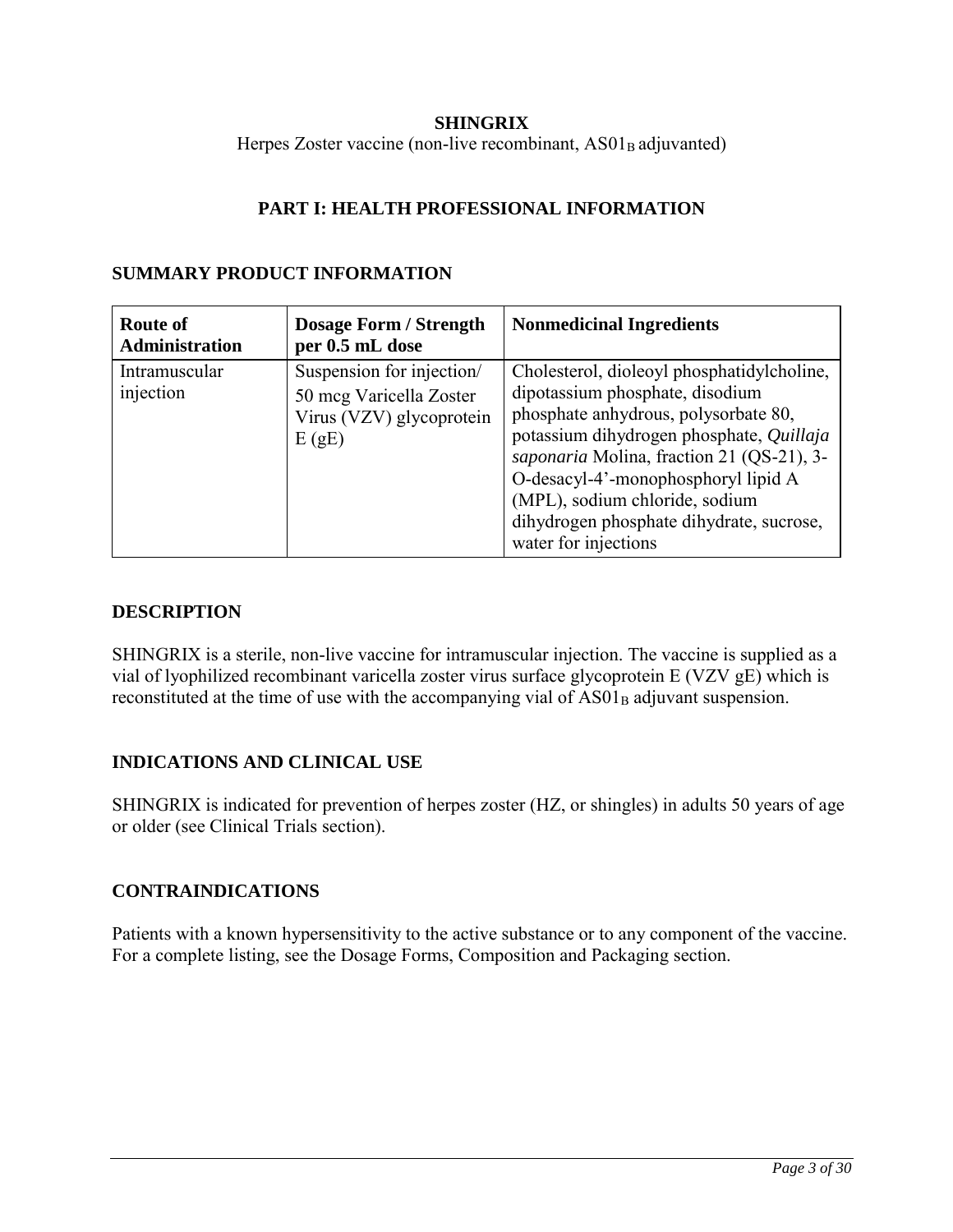**SHINGRIX**

Herpes Zoster vaccine (non-live recombinant, $AS01_B$ adjuvanted)

## PART I: HEALTH PROFESSIONAL INFORMATION

### SUMMARY PRODUCT INFORMATION

| Route of Administration | Dosage Form / Strength per 0.5 mL dose | Nonmedicinal Ingredients |
|---|---|---|
| Intramuscular injection | Suspension for injection/ 50 mcg Varicella Zoster Virus (VZV) glycoprotein E (gE) | Cholesterol, dioleoyl phosphatidylcholine, dipotassium phosphate, disodium phosphate anhydrous, polysorbate 80, potassium dihydrogen phosphate, *Quillaja saponaria* Molina, fraction 21 (QS-21), 3-O-desacyl-4’-monophosphoryl lipid A (MPL), sodium chloride, sodium dihydrogen phosphate dihydrate, sucrose, water for injections |

### DESCRIPTION

SHINGRIX is a sterile, non-live vaccine for intramuscular injection. The vaccine is supplied as a vial of lyophilized recombinant varicella zoster virus surface glycoprotein E (VZV gE) which is reconstituted at the time of use with the accompanying vial of $AS01_B$ adjuvant suspension.

### INDICATIONS AND CLINICAL USE

SHINGRIX is indicated for prevention of herpes zoster (HZ, or shingles) in adults 50 years of age or older (see Clinical Trials section).

### CONTRAINDICATIONS

Patients with a known hypersensitivity to the active substance or to any component of the vaccine. For a complete listing, see the Dosage Forms, Composition and Packaging section.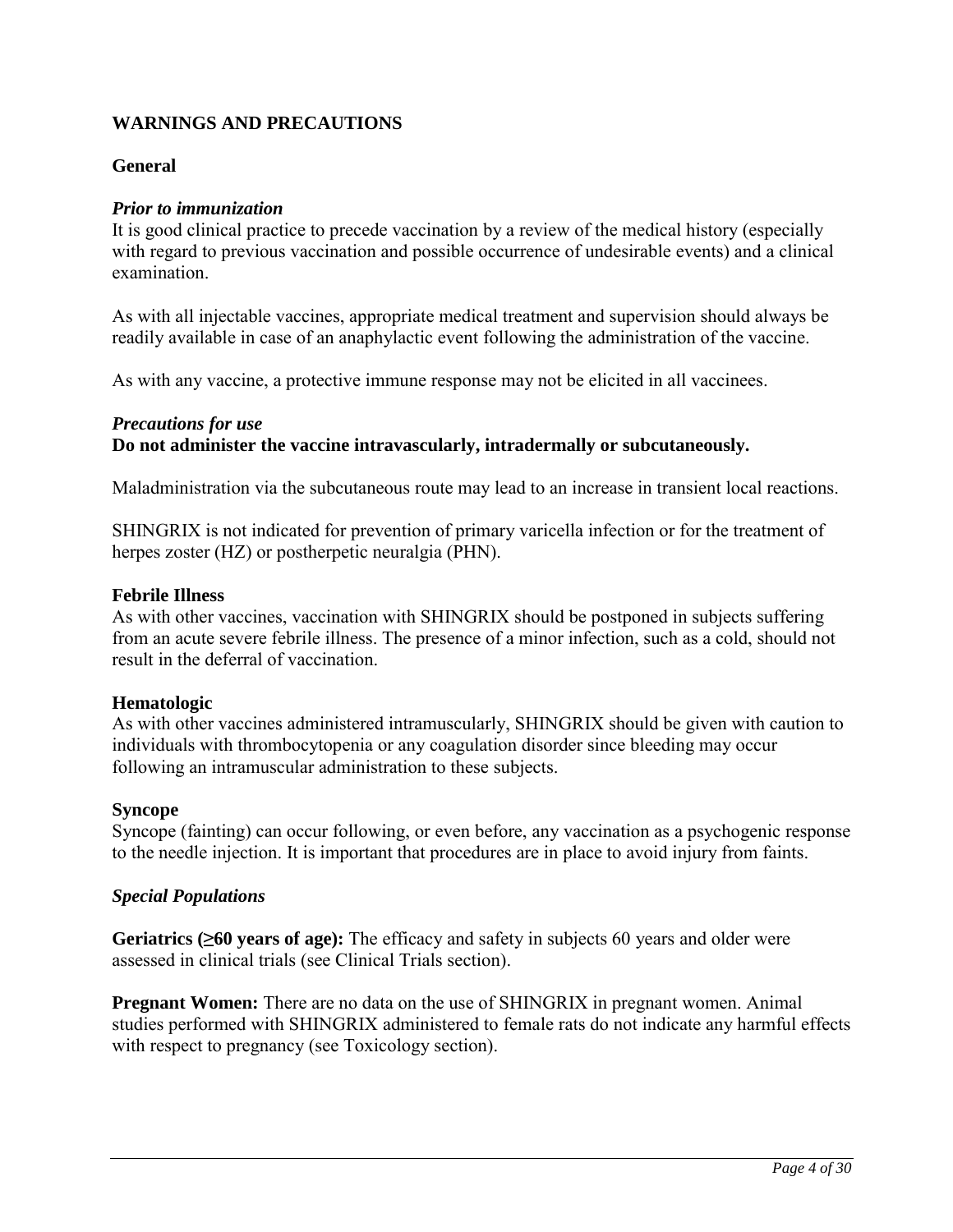## WARNINGS AND PRECAUTIONS

### General

***Prior to immunization***

It is good clinical practice to precede vaccination by a review of the medical history (especially with regard to previous vaccination and possible occurrence of undesirable events) and a clinical examination.

As with all injectable vaccines, appropriate medical treatment and supervision should always be readily available in case of an anaphylactic event following the administration of the vaccine.

As with any vaccine, a protective immune response may not be elicited in all vaccinees.

***Precautions for use***

**Do not administer the vaccine intravascularly, intradermally or subcutaneously.**

Maladministration via the subcutaneous route may lead to an increase in transient local reactions.

SHINGRIX is not indicated for prevention of primary varicella infection or for the treatment of herpes zoster (HZ) or postherpetic neuralgia (PHN).

**Febrile Illness**

As with other vaccines, vaccination with SHINGRIX should be postponed in subjects suffering from an acute severe febrile illness. The presence of a minor infection, such as a cold, should not result in the deferral of vaccination.

**Hematologic**

As with other vaccines administered intramuscularly, SHINGRIX should be given with caution to individuals with thrombocytopenia or any coagulation disorder since bleeding may occur following an intramuscular administration to these subjects.

**Syncope**

Syncope (fainting) can occur following, or even before, any vaccination as a psychogenic response to the needle injection. It is important that procedures are in place to avoid injury from faints.

***Special Populations***

**Geriatrics (≥60 years of age):** The efficacy and safety in subjects 60 years and older were assessed in clinical trials (see Clinical Trials section).

**Pregnant Women:** There are no data on the use of SHINGRIX in pregnant women. Animal studies performed with SHINGRIX administered to female rats do not indicate any harmful effects with respect to pregnancy (see Toxicology section).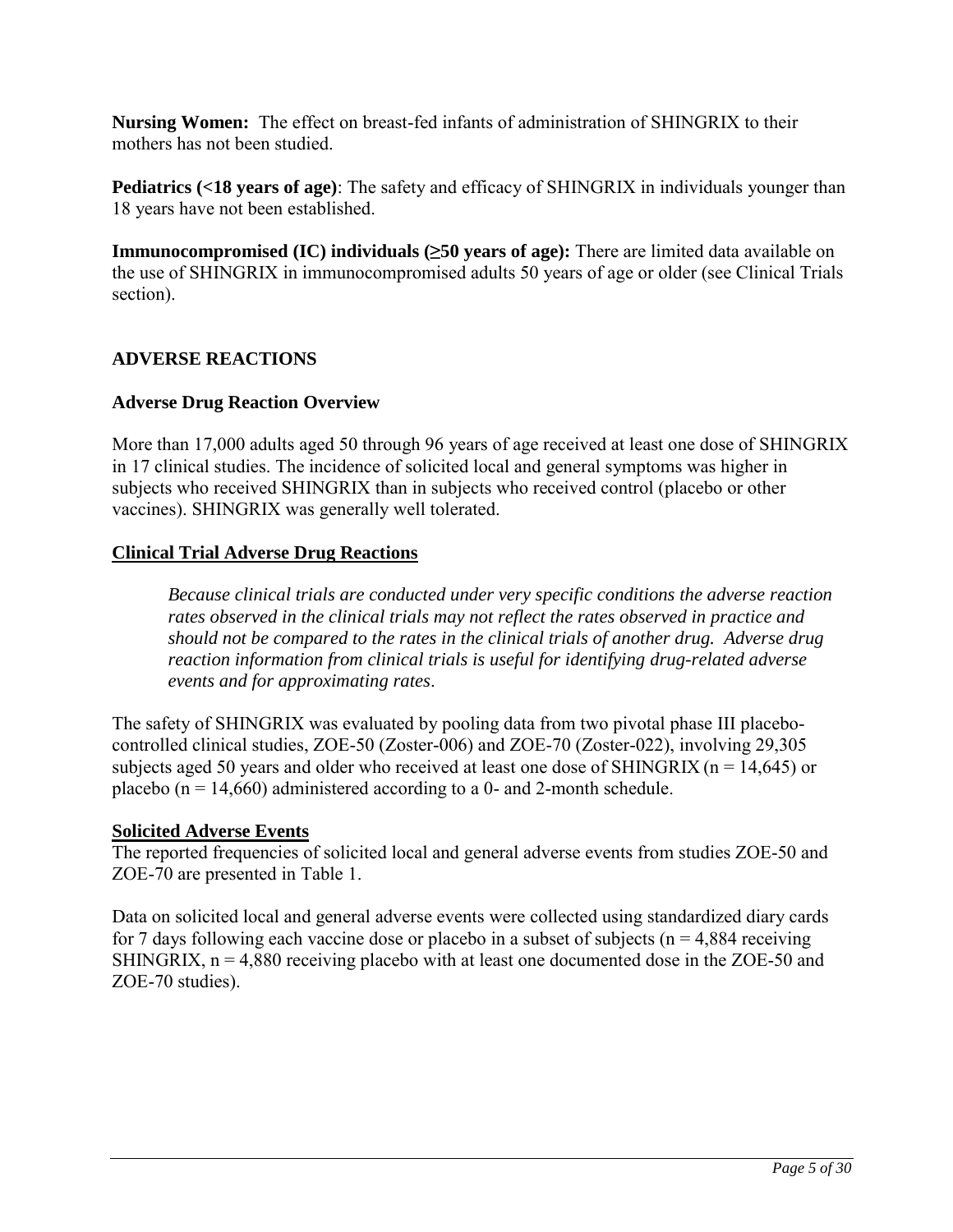**Nursing Women:** The effect on breast-fed infants of administration of SHINGRIX to their mothers has not been studied.

**Pediatrics (<18 years of age)**: The safety and efficacy of SHINGRIX in individuals younger than 18 years have not been established.

**Immunocompromised (IC) individuals (≥50 years of age):** There are limited data available on the use of SHINGRIX in immunocompromised adults 50 years of age or older (see Clinical Trials section).

## ADVERSE REACTIONS

### Adverse Drug Reaction Overview

More than 17,000 adults aged 50 through 96 years of age received at least one dose of SHINGRIX in 17 clinical studies. The incidence of solicited local and general symptoms was higher in subjects who received SHINGRIX than in subjects who received control (placebo or other vaccines). SHINGRIX was generally well tolerated.

### Clinical Trial Adverse Drug Reactions

*Because clinical trials are conducted under very specific conditions the adverse reaction rates observed in the clinical trials may not reflect the rates observed in practice and should not be compared to the rates in the clinical trials of another drug. Adverse drug reaction information from clinical trials is useful for identifying drug-related adverse events and for approximating rates*.

The safety of SHINGRIX was evaluated by pooling data from two pivotal phase III placebo-controlled clinical studies, ZOE-50 (Zoster-006) and ZOE-70 (Zoster-022), involving 29,305 subjects aged 50 years and older who received at least one dose of SHINGRIX (n = 14,645) or placebo (n = 14,660) administered according to a 0- and 2-month schedule.

**Solicited Adverse Events**

The reported frequencies of solicited local and general adverse events from studies ZOE-50 and ZOE-70 are presented in Table 1.

Data on solicited local and general adverse events were collected using standardized diary cards for 7 days following each vaccine dose or placebo in a subset of subjects (n = 4,884 receiving SHINGRIX, n = 4,880 receiving placebo with at least one documented dose in the ZOE-50 and ZOE-70 studies).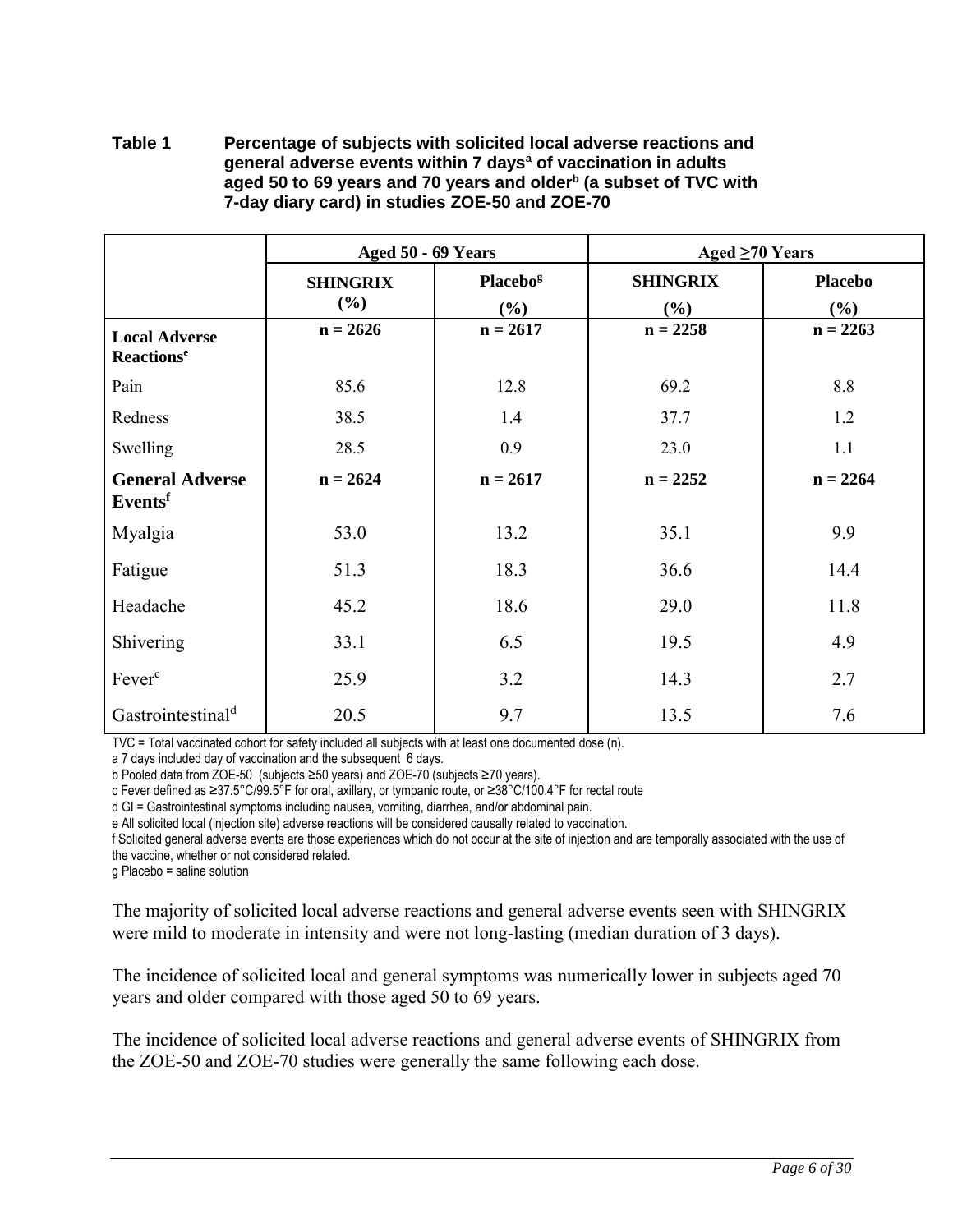**Table 1 Percentage of subjects with solicited local adverse reactions and general adverse events within 7 days[a] of vaccination in adults aged 50 to 69 years and 70 years and older[b] (a subset of TVC with 7-day diary card) in studies ZOE-50 and ZOE-70**

| | Aged 50 - 69 Years | | Aged ≥70 Years | |
|---|---|---|---|---|
| | SHINGRIX (%) | Placebo[g] (%) | SHINGRIX (%) | Placebo (%) |
| **Local Adverse Reactions[e]** | n = 2626 | n = 2617 | n = 2258 | n = 2263 |
| Pain | 85.6 | 12.8 | 69.2 | 8.8 |
| Redness | 38.5 | 1.4 | 37.7 | 1.2 |
| Swelling | 28.5 | 0.9 | 23.0 | 1.1 |
| **General Adverse Events[f]** | n = 2624 | n = 2617 | n = 2252 | n = 2264 |
| Myalgia | 53.0 | 13.2 | 35.1 | 9.9 |
| Fatigue | 51.3 | 18.3 | 36.6 | 14.4 |
| Headache | 45.2 | 18.6 | 29.0 | 11.8 |
| Shivering | 33.1 | 6.5 | 19.5 | 4.9 |
| Fever[c] | 25.9 | 3.2 | 14.3 | 2.7 |
| Gastrointestinal[d] | 20.5 | 9.7 | 13.5 | 7.6 |

TVC = Total vaccinated cohort for safety included all subjects with at least one documented dose (n).

a 7 days included day of vaccination and the subsequent 6 days.

b Pooled data from ZOE-50 (subjects ≥50 years) and ZOE-70 (subjects ≥70 years).

c Fever defined as ≥37.5°C/99.5°F for oral, axillary, or tympanic route, or ≥38°C/100.4°F for rectal route

d GI = Gastrointestinal symptoms including nausea, vomiting, diarrhea, and/or abdominal pain.

e All solicited local (injection site) adverse reactions will be considered causally related to vaccination.

f Solicited general adverse events are those experiences which do not occur at the site of injection and are temporally associated with the use of the vaccine, whether or not considered related.

g Placebo = saline solution

The majority of solicited local adverse reactions and general adverse events seen with SHINGRIX were mild to moderate in intensity and were not long-lasting (median duration of 3 days).

The incidence of solicited local and general symptoms was numerically lower in subjects aged 70 years and older compared with those aged 50 to 69 years.

The incidence of solicited local adverse reactions and general adverse events of SHINGRIX from the ZOE-50 and ZOE-70 studies were generally the same following each dose.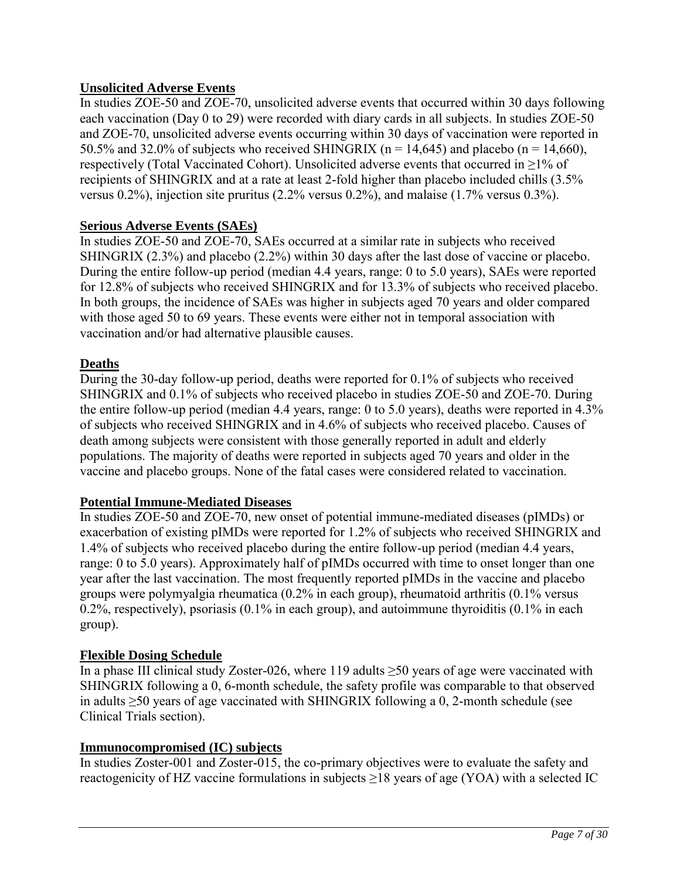**Unsolicited Adverse Events**

In studies ZOE-50 and ZOE-70, unsolicited adverse events that occurred within 30 days following each vaccination (Day 0 to 29) were recorded with diary cards in all subjects. In studies ZOE-50 and ZOE-70, unsolicited adverse events occurring within 30 days of vaccination were reported in 50.5% and 32.0% of subjects who received SHINGRIX (n = 14,645) and placebo (n = 14,660), respectively (Total Vaccinated Cohort). Unsolicited adverse events that occurred in ≥1% of recipients of SHINGRIX and at a rate at least 2-fold higher than placebo included chills (3.5% versus 0.2%), injection site pruritus (2.2% versus 0.2%), and malaise (1.7% versus 0.3%).

**Serious Adverse Events (SAEs)**

In studies ZOE-50 and ZOE-70, SAEs occurred at a similar rate in subjects who received SHINGRIX (2.3%) and placebo (2.2%) within 30 days after the last dose of vaccine or placebo. During the entire follow-up period (median 4.4 years, range: 0 to 5.0 years), SAEs were reported for 12.8% of subjects who received SHINGRIX and for 13.3% of subjects who received placebo. In both groups, the incidence of SAEs was higher in subjects aged 70 years and older compared with those aged 50 to 69 years. These events were either not in temporal association with vaccination and/or had alternative plausible causes.

**Deaths**

During the 30-day follow-up period, deaths were reported for 0.1% of subjects who received SHINGRIX and 0.1% of subjects who received placebo in studies ZOE-50 and ZOE-70. During the entire follow-up period (median 4.4 years, range: 0 to 5.0 years), deaths were reported in 4.3% of subjects who received SHINGRIX and in 4.6% of subjects who received placebo. Causes of death among subjects were consistent with those generally reported in adult and elderly populations. The majority of deaths were reported in subjects aged 70 years and older in the vaccine and placebo groups. None of the fatal cases were considered related to vaccination.

**Potential Immune-Mediated Diseases**

In studies ZOE-50 and ZOE-70, new onset of potential immune-mediated diseases (pIMDs) or exacerbation of existing pIMDs were reported for 1.2% of subjects who received SHINGRIX and 1.4% of subjects who received placebo during the entire follow-up period (median 4.4 years, range: 0 to 5.0 years). Approximately half of pIMDs occurred with time to onset longer than one year after the last vaccination. The most frequently reported pIMDs in the vaccine and placebo groups were polymyalgia rheumatica (0.2% in each group), rheumatoid arthritis (0.1% versus 0.2%, respectively), psoriasis (0.1% in each group), and autoimmune thyroiditis (0.1% in each group).

**Flexible Dosing Schedule**

In a phase III clinical study Zoster-026, where 119 adults ≥50 years of age were vaccinated with SHINGRIX following a 0, 6-month schedule, the safety profile was comparable to that observed in adults ≥50 years of age vaccinated with SHINGRIX following a 0, 2-month schedule (see Clinical Trials section).

**Immunocompromised (IC) subjects**

In studies Zoster-001 and Zoster-015, the co-primary objectives were to evaluate the safety and reactogenicity of HZ vaccine formulations in subjects ≥18 years of age (YOA) with a selected IC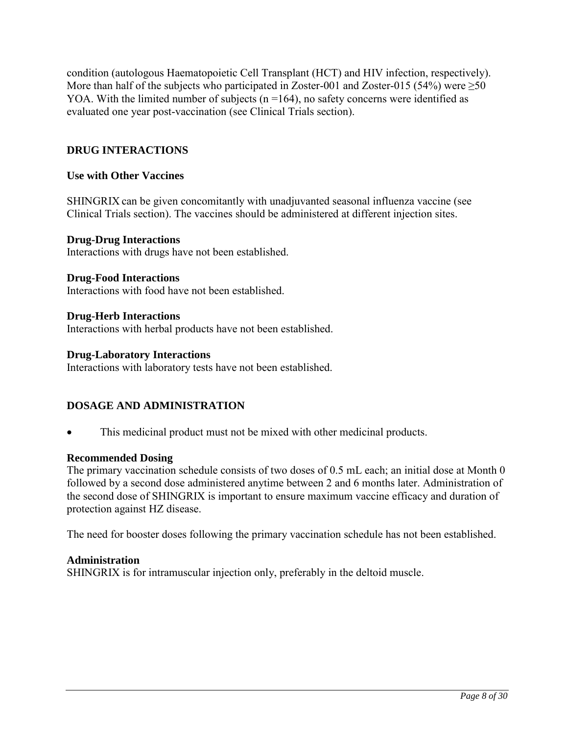condition (autologous Haematopoietic Cell Transplant (HCT) and HIV infection, respectively). More than half of the subjects who participated in Zoster-001 and Zoster-015 (54%) were ≥50 YOA. With the limited number of subjects (n =164), no safety concerns were identified as evaluated one year post-vaccination (see Clinical Trials section).

## DRUG INTERACTIONS

### Use with Other Vaccines

SHINGRIX can be given concomitantly with unadjuvanted seasonal influenza vaccine (see Clinical Trials section). The vaccines should be administered at different injection sites.

**Drug-Drug Interactions**
Interactions with drugs have not been established.

**Drug-Food Interactions**
Interactions with food have not been established.

**Drug-Herb Interactions**
Interactions with herbal products have not been established.

**Drug-Laboratory Interactions**
Interactions with laboratory tests have not been established.

## DOSAGE AND ADMINISTRATION

- This medicinal product must not be mixed with other medicinal products.

**Recommended Dosing**
The primary vaccination schedule consists of two doses of 0.5 mL each; an initial dose at Month 0 followed by a second dose administered anytime between 2 and 6 months later. Administration of the second dose of SHINGRIX is important to ensure maximum vaccine efficacy and duration of protection against HZ disease.

The need for booster doses following the primary vaccination schedule has not been established.

**Administration**
SHINGRIX is for intramuscular injection only, preferably in the deltoid muscle.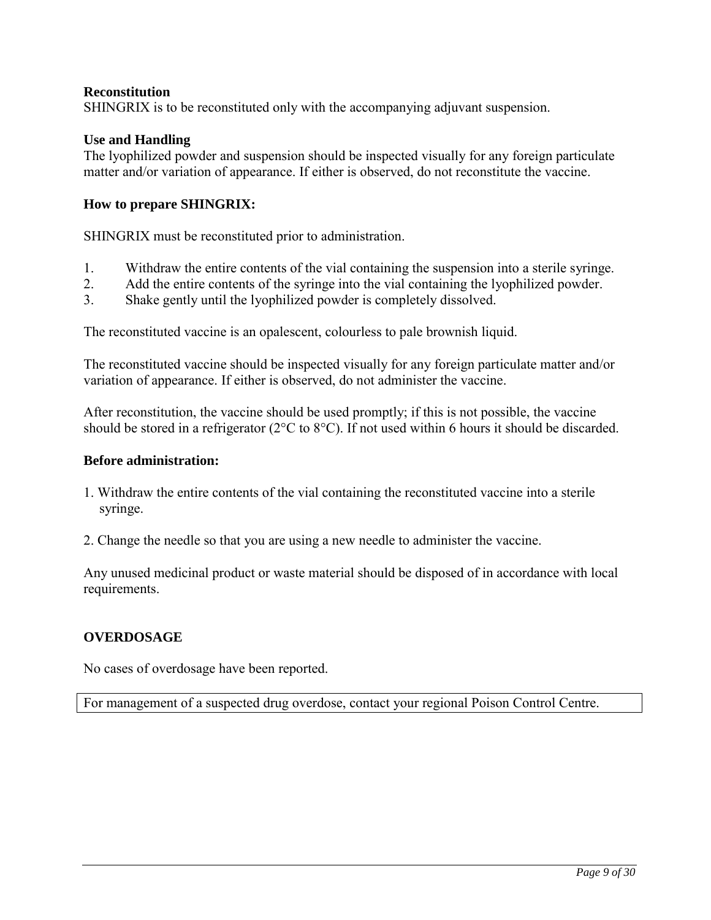**Reconstitution**
SHINGRIX is to be reconstituted only with the accompanying adjuvant suspension.

**Use and Handling**
The lyophilized powder and suspension should be inspected visually for any foreign particulate matter and/or variation of appearance. If either is observed, do not reconstitute the vaccine.

**How to prepare SHINGRIX:**

SHINGRIX must be reconstituted prior to administration.

1. Withdraw the entire contents of the vial containing the suspension into a sterile syringe.
2. Add the entire contents of the syringe into the vial containing the lyophilized powder.
3. Shake gently until the lyophilized powder is completely dissolved.

The reconstituted vaccine is an opalescent, colourless to pale brownish liquid.

The reconstituted vaccine should be inspected visually for any foreign particulate matter and/or variation of appearance. If either is observed, do not administer the vaccine.

After reconstitution, the vaccine should be used promptly; if this is not possible, the vaccine should be stored in a refrigerator (2°C to 8°C). If not used within 6 hours it should be discarded.

**Before administration:**

1. Withdraw the entire contents of the vial containing the reconstituted vaccine into a sterile syringe.

2. Change the needle so that you are using a new needle to administer the vaccine.

Any unused medicinal product or waste material should be disposed of in accordance with local requirements.

## OVERDOSAGE

No cases of overdosage have been reported.

| For management of a suspected drug overdose, contact your regional Poison Control Centre. |
|---|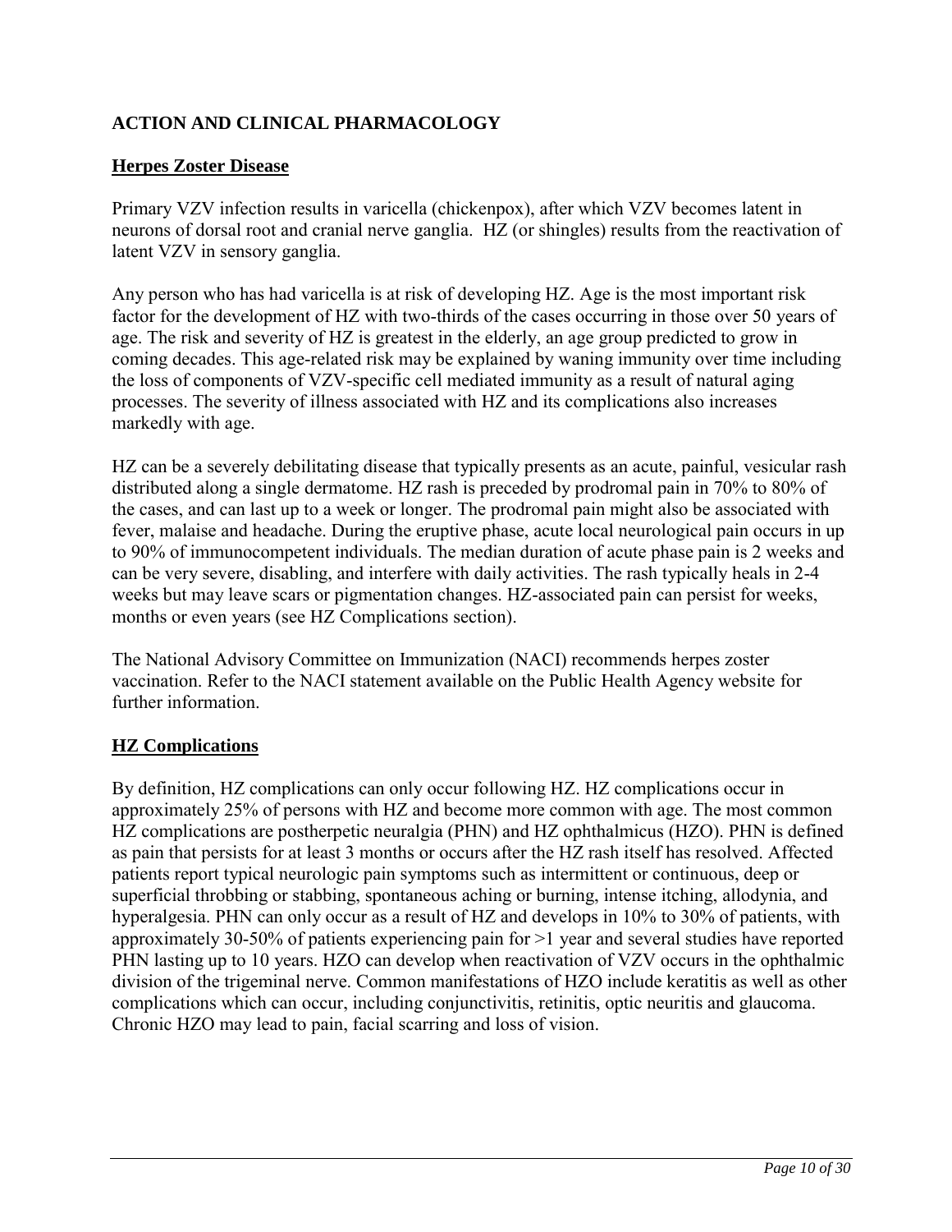## ACTION AND CLINICAL PHARMACOLOGY

### Herpes Zoster Disease

Primary VZV infection results in varicella (chickenpox), after which VZV becomes latent in neurons of dorsal root and cranial nerve ganglia. HZ (or shingles) results from the reactivation of latent VZV in sensory ganglia.

Any person who has had varicella is at risk of developing HZ. Age is the most important risk factor for the development of HZ with two-thirds of the cases occurring in those over 50 years of age. The risk and severity of HZ is greatest in the elderly, an age group predicted to grow in coming decades. This age-related risk may be explained by waning immunity over time including the loss of components of VZV-specific cell mediated immunity as a result of natural aging processes. The severity of illness associated with HZ and its complications also increases markedly with age.

HZ can be a severely debilitating disease that typically presents as an acute, painful, vesicular rash distributed along a single dermatome. HZ rash is preceded by prodromal pain in 70% to 80% of the cases, and can last up to a week or longer. The prodromal pain might also be associated with fever, malaise and headache. During the eruptive phase, acute local neurological pain occurs in up to 90% of immunocompetent individuals. The median duration of acute phase pain is 2 weeks and can be very severe, disabling, and interfere with daily activities. The rash typically heals in 2-4 weeks but may leave scars or pigmentation changes. HZ-associated pain can persist for weeks, months or even years (see HZ Complications section).

The National Advisory Committee on Immunization (NACI) recommends herpes zoster vaccination. Refer to the NACI statement available on the Public Health Agency website for further information.

### HZ Complications

By definition, HZ complications can only occur following HZ. HZ complications occur in approximately 25% of persons with HZ and become more common with age. The most common HZ complications are postherpetic neuralgia (PHN) and HZ ophthalmicus (HZO). PHN is defined as pain that persists for at least 3 months or occurs after the HZ rash itself has resolved. Affected patients report typical neurologic pain symptoms such as intermittent or continuous, deep or superficial throbbing or stabbing, spontaneous aching or burning, intense itching, allodynia, and hyperalgesia. PHN can only occur as a result of HZ and develops in 10% to 30% of patients, with approximately 30-50% of patients experiencing pain for >1 year and several studies have reported PHN lasting up to 10 years. HZO can develop when reactivation of VZV occurs in the ophthalmic division of the trigeminal nerve. Common manifestations of HZO include keratitis as well as other complications which can occur, including conjunctivitis, retinitis, optic neuritis and glaucoma. Chronic HZO may lead to pain, facial scarring and loss of vision.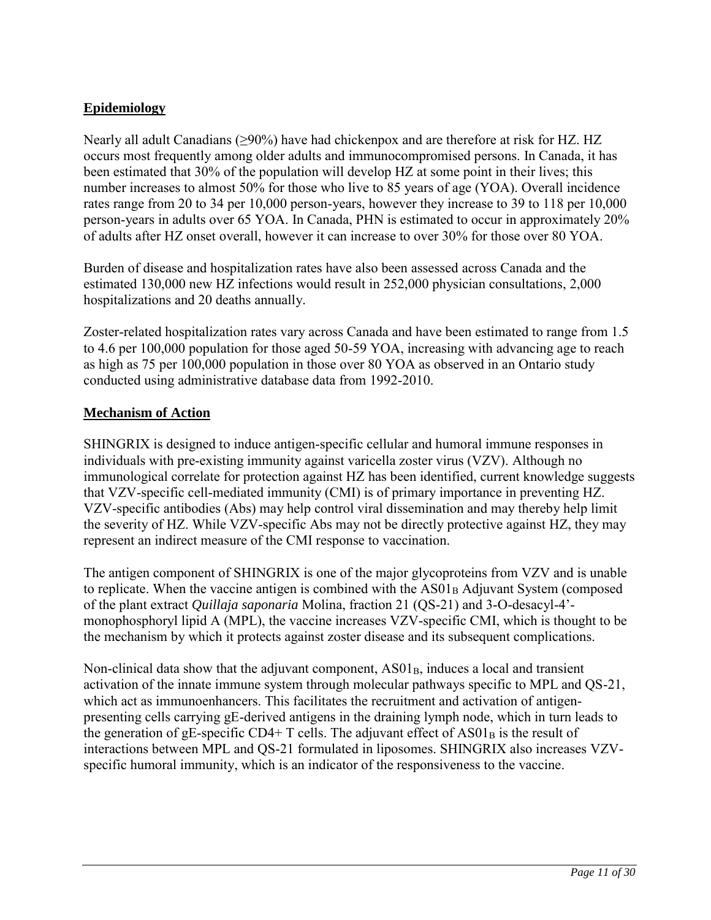## Epidemiology

Nearly all adult Canadians (≥90%) have had chickenpox and are therefore at risk for HZ. HZ occurs most frequently among older adults and immunocompromised persons. In Canada, it has been estimated that 30% of the population will develop HZ at some point in their lives; this number increases to almost 50% for those who live to 85 years of age (YOA). Overall incidence rates range from 20 to 34 per 10,000 person-years, however they increase to 39 to 118 per 10,000 person-years in adults over 65 YOA. In Canada, PHN is estimated to occur in approximately 20% of adults after HZ onset overall, however it can increase to over 30% for those over 80 YOA.

Burden of disease and hospitalization rates have also been assessed across Canada and the estimated 130,000 new HZ infections would result in 252,000 physician consultations, 2,000 hospitalizations and 20 deaths annually.

Zoster-related hospitalization rates vary across Canada and have been estimated to range from 1.5 to 4.6 per 100,000 population for those aged 50-59 YOA, increasing with advancing age to reach as high as 75 per 100,000 population in those over 80 YOA as observed in an Ontario study conducted using administrative database data from 1992-2010.

## Mechanism of Action

SHINGRIX is designed to induce antigen-specific cellular and humoral immune responses in individuals with pre-existing immunity against varicella zoster virus (VZV). Although no immunological correlate for protection against HZ has been identified, current knowledge suggests that VZV-specific cell-mediated immunity (CMI) is of primary importance in preventing HZ. VZV-specific antibodies (Abs) may help control viral dissemination and may thereby help limit the severity of HZ. While VZV-specific Abs may not be directly protective against HZ, they may represent an indirect measure of the CMI response to vaccination.

The antigen component of SHINGRIX is one of the major glycoproteins from VZV and is unable to replicate. When the vaccine antigen is combined with the $AS01_B$ Adjuvant System (composed of the plant extract *Quillaja saponaria* Molina, fraction 21 (QS-21) and 3-O-desacyl-4'-monophosphoryl lipid A (MPL), the vaccine increases VZV-specific CMI, which is thought to be the mechanism by which it protects against zoster disease and its subsequent complications.

Non-clinical data show that the adjuvant component, $AS01_B$, induces a local and transient activation of the innate immune system through molecular pathways specific to MPL and QS-21, which act as immunoenhancers. This facilitates the recruitment and activation of antigen-presenting cells carrying gE-derived antigens in the draining lymph node, which in turn leads to the generation of gE-specific CD4+ T cells. The adjuvant effect of $AS01_B$ is the result of interactions between MPL and QS-21 formulated in liposomes. SHINGRIX also increases VZV-specific humoral immunity, which is an indicator of the responsiveness to the vaccine.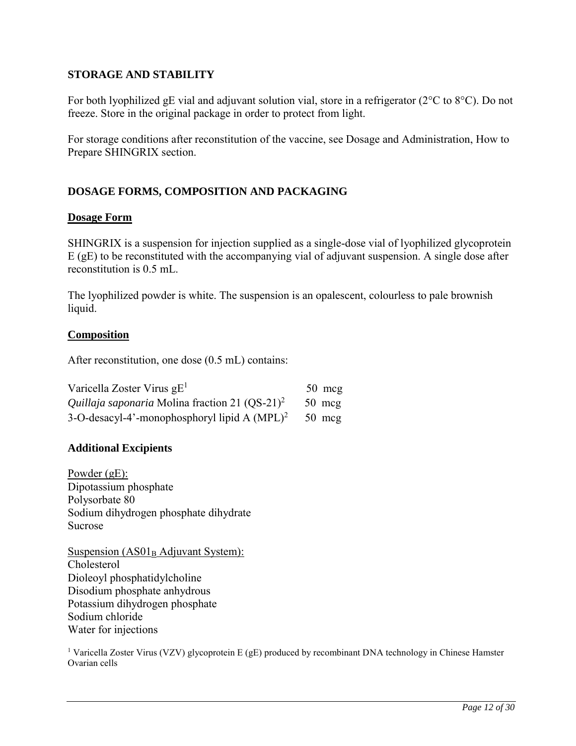## STORAGE AND STABILITY

For both lyophilized gE vial and adjuvant solution vial, store in a refrigerator (2°C to 8°C). Do not freeze. Store in the original package in order to protect from light.

For storage conditions after reconstitution of the vaccine, see Dosage and Administration, How to Prepare SHINGRIX section.

## DOSAGE FORMS, COMPOSITION AND PACKAGING

### Dosage Form

SHINGRIX is a suspension for injection supplied as a single-dose vial of lyophilized glycoprotein E (gE) to be reconstituted with the accompanying vial of adjuvant suspension. A single dose after reconstitution is 0.5 mL.

The lyophilized powder is white. The suspension is an opalescent, colourless to pale brownish liquid.

### Composition

After reconstitution, one dose (0.5 mL) contains:

| | |
|---|---|
| Varicella Zoster Virus gE[1] | 50 mcg |
| *Quillaja saponaria* Molina fraction 21 (QS-21)[2] | 50 mcg |
| 3-O-desacyl-4'-monophosphoryl lipid A (MPL)[2] | 50 mcg |

### Additional Excipients

Powder (gE):
Dipotassium phosphate
Polysorbate 80
Sodium dihydrogen phosphate dihydrate
Sucrose

Suspension ($AS01_B$ Adjuvant System):
Cholesterol
Dioleoyl phosphatidylcholine
Disodium phosphate anhydrous
Potassium dihydrogen phosphate
Sodium chloride
Water for injections

[1] Varicella Zoster Virus (VZV) glycoprotein E (gE) produced by recombinant DNA technology in Chinese Hamster Ovarian cells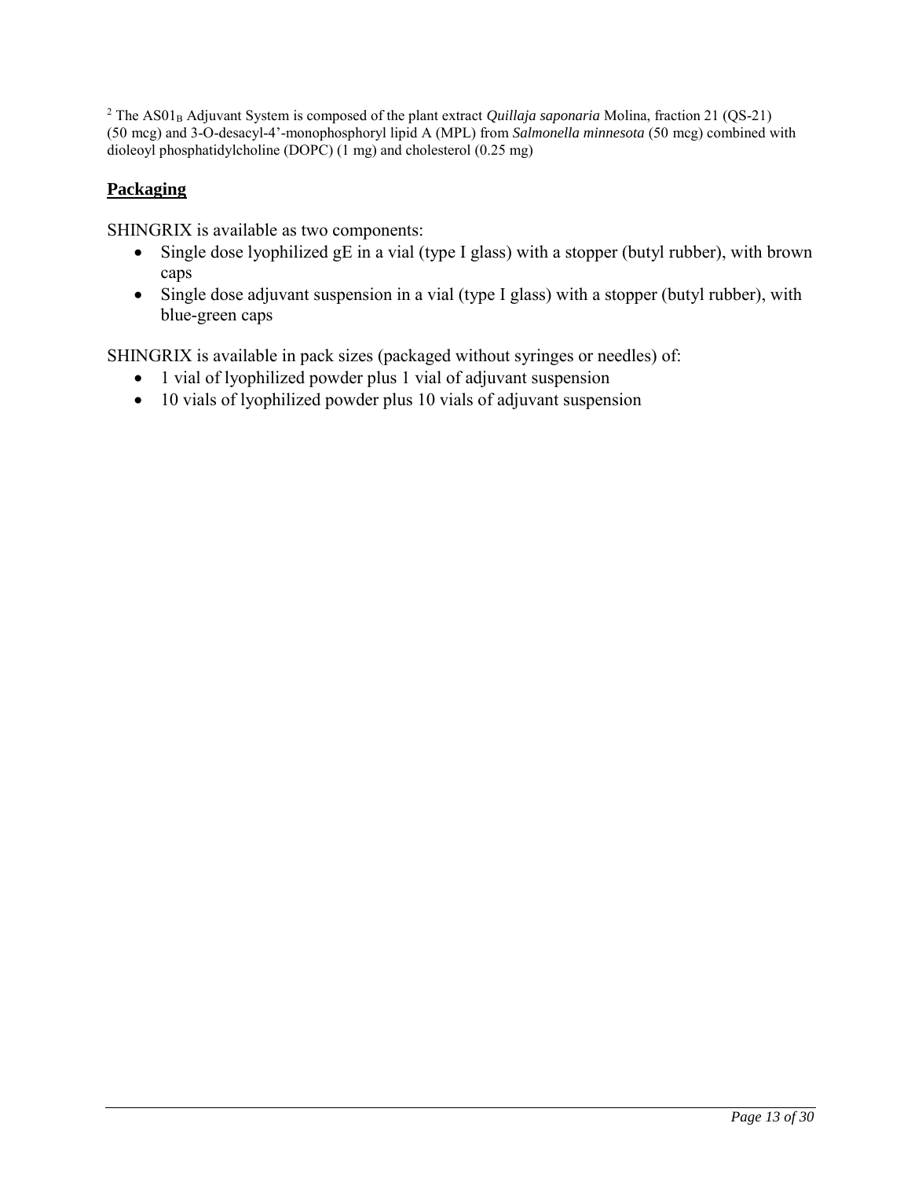[2] The $AS01_B$ Adjuvant System is composed of the plant extract *Quillaja saponaria* Molina, fraction 21 (QS-21) (50 mcg) and 3-O-desacyl-4'-monophosphoryl lipid A (MPL) from *Salmonella minnesota* (50 mcg) combined with dioleoyl phosphatidylcholine (DOPC) (1 mg) and cholesterol (0.25 mg)

## **Packaging**

SHINGRIX is available as two components:

- Single dose lyophilized gE in a vial (type I glass) with a stopper (butyl rubber), with brown caps
- Single dose adjuvant suspension in a vial (type I glass) with a stopper (butyl rubber), with blue-green caps

SHINGRIX is available in pack sizes (packaged without syringes or needles) of:

- 1 vial of lyophilized powder plus 1 vial of adjuvant suspension
- 10 vials of lyophilized powder plus 10 vials of adjuvant suspension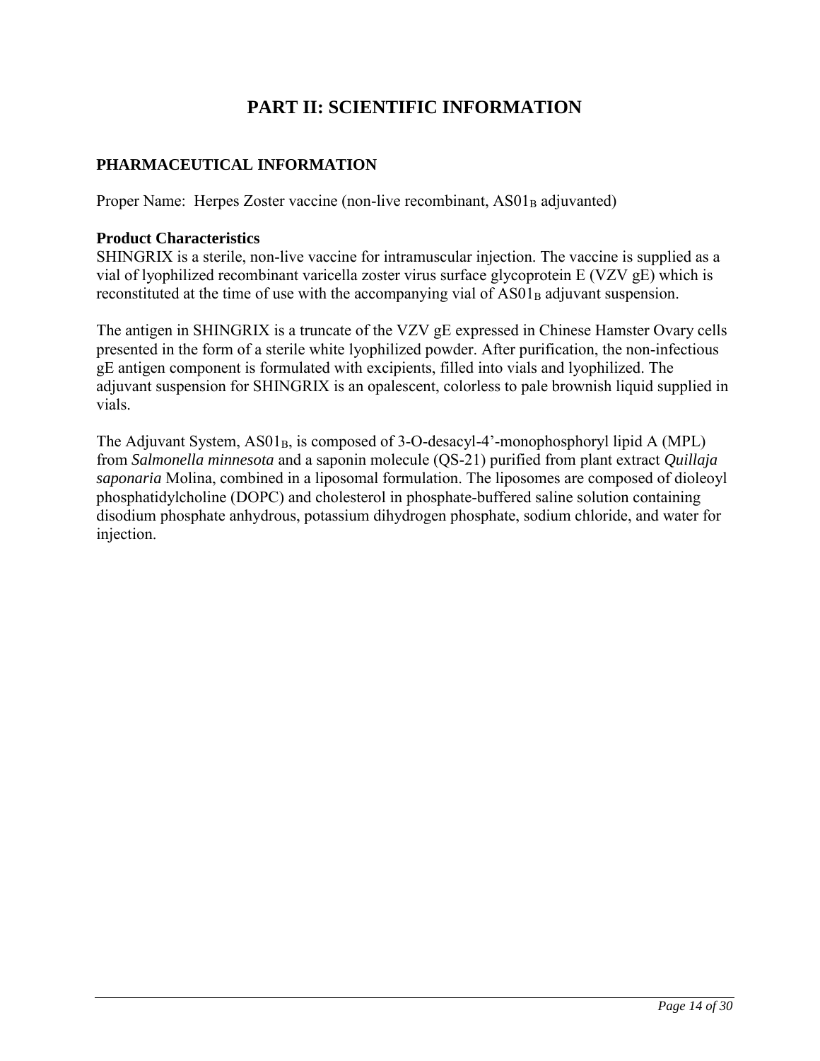# PART II: SCIENTIFIC INFORMATION

## PHARMACEUTICAL INFORMATION

Proper Name: Herpes Zoster vaccine (non-live recombinant, $AS01_B$ adjuvanted)

### Product Characteristics

SHINGRIX is a sterile, non-live vaccine for intramuscular injection. The vaccine is supplied as a vial of lyophilized recombinant varicella zoster virus surface glycoprotein E (VZV gE) which is reconstituted at the time of use with the accompanying vial of $AS01_B$ adjuvant suspension.

The antigen in SHINGRIX is a truncate of the VZV gE expressed in Chinese Hamster Ovary cells presented in the form of a sterile white lyophilized powder. After purification, the non-infectious gE antigen component is formulated with excipients, filled into vials and lyophilized. The adjuvant suspension for SHINGRIX is an opalescent, colorless to pale brownish liquid supplied in vials.

The Adjuvant System, $AS01_B$, is composed of 3-O-desacyl-4'-monophosphoryl lipid A (MPL) from *Salmonella minnesota* and a saponin molecule (QS-21) purified from plant extract *Quillaja saponaria* Molina, combined in a liposomal formulation. The liposomes are composed of dioleoyl phosphatidylcholine (DOPC) and cholesterol in phosphate-buffered saline solution containing disodium phosphate anhydrous, potassium dihydrogen phosphate, sodium chloride, and water for injection.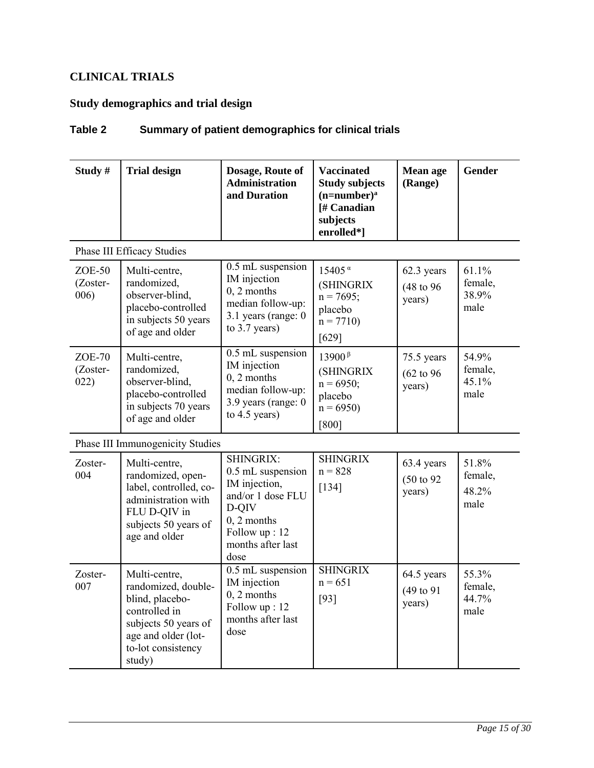## CLINICAL TRIALS

### Study demographics and trial design

**Table 2 Summary of patient demographics for clinical trials**

| Study # | Trial design | Dosage, Route of Administration and Duration | Vaccinated Study subjects (n=number)[a] [# Canadian subjects enrolled*] | Mean age (Range) | Gender |
|---|---|---|---|---|---|
| Phase III Efficacy Studies | | | | | |
| ZOE-50 (Zoster-006) | Multi-centre, randomized, observer-blind, placebo-controlled in subjects 50 years of age and older | 0.5 mL suspension IM injection 0, 2 months median follow-up: 3.1 years (range: 0 to 3.7 years) | 15405 [α] (SHINGRIX n = 7695; placebo n = 7710) [629] | 62.3 years (48 to 96 years) | 61.1% female, 38.9% male |
| ZOE-70 (Zoster-022) | Multi-centre, randomized, observer-blind, placebo-controlled in subjects 70 years of age and older | 0.5 mL suspension IM injection 0, 2 months median follow-up: 3.9 years (range: 0 to 4.5 years) | 13900 [β] (SHINGRIX n = 6950; placebo n = 6950) [800] | 75.5 years (62 to 96 years) | 54.9% female, 45.1% male |
| Phase III Immunogenicity Studies | | | | | |
| Zoster-004 | Multi-centre, randomized, open-label, controlled, co-administration with FLU D-QIV in subjects 50 years of age and older | SHINGRIX: 0.5 mL suspension IM injection, and/or 1 dose FLU D-QIV 0, 2 months Follow up : 12 months after last dose | SHINGRIX n = 828 [134] | 63.4 years (50 to 92 years) | 51.8% female, 48.2% male |
| Zoster-007 | Multi-centre, randomized, double-blind, placebo-controlled in subjects 50 years of age and older (lot-to-lot consistency study) | 0.5 mL suspension IM injection 0, 2 months Follow up : 12 months after last dose | SHINGRIX n = 651 [93] | 64.5 years (49 to 91 years) | 55.3% female, 44.7% male |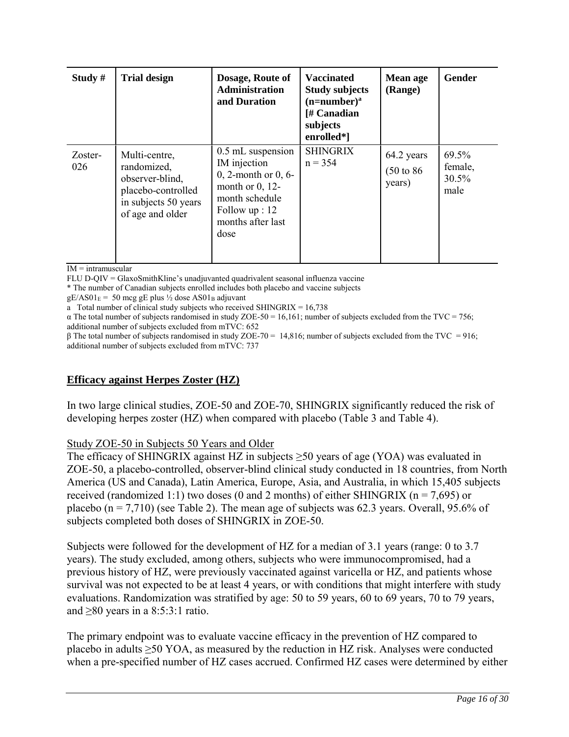| Study # | Trial design | Dosage, Route of Administration and Duration | Vaccinated Study subjects (n=number)[a] [# Canadian subjects enrolled*] | Mean age (Range) | Gender |
|---|---|---|---|---|---|
| Zoster-026 | Multi-centre, randomized, observer-blind, placebo-controlled in subjects 50 years of age and older | 0.5 mL suspension IM injection 0, 2-month or 0, 6-month or 0, 12-month schedule Follow up : 12 months after last dose | SHINGRIX n = 354 | 64.2 years (50 to 86 years) | 69.5% female, 30.5% male |

IM = intramuscular

FLU D-QIV = GlaxoSmithKline's unadjuvanted quadrivalent seasonal influenza vaccine

\* The number of Canadian subjects enrolled includes both placebo and vaccine subjects

$gE/AS01_E$ = 50 mcg gE plus ½ dose $AS01_B$ adjuvant

a Total number of clinical study subjects who received SHINGRIX = 16,738

α The total number of subjects randomised in study ZOE-50 = 16,161; number of subjects excluded from the TVC = 756; additional number of subjects excluded from mTVC: 652

β The total number of subjects randomised in study ZOE-70 = 14,816; number of subjects excluded from the TVC = 916; additional number of subjects excluded from mTVC: 737

## Efficacy against Herpes Zoster (HZ)

In two large clinical studies, ZOE-50 and ZOE-70, SHINGRIX significantly reduced the risk of developing herpes zoster (HZ) when compared with placebo (Table 3 and Table 4).

Study ZOE-50 in Subjects 50 Years and Older

The efficacy of SHINGRIX against HZ in subjects ≥50 years of age (YOA) was evaluated in ZOE-50, a placebo-controlled, observer-blind clinical study conducted in 18 countries, from North America (US and Canada), Latin America, Europe, Asia, and Australia, in which 15,405 subjects received (randomized 1:1) two doses (0 and 2 months) of either SHINGRIX (n = 7,695) or placebo (n = 7,710) (see Table 2). The mean age of subjects was 62.3 years. Overall, 95.6% of subjects completed both doses of SHINGRIX in ZOE-50.

Subjects were followed for the development of HZ for a median of 3.1 years (range: 0 to 3.7 years). The study excluded, among others, subjects who were immunocompromised, had a previous history of HZ, were previously vaccinated against varicella or HZ, and patients whose survival was not expected to be at least 4 years, or with conditions that might interfere with study evaluations. Randomization was stratified by age: 50 to 59 years, 60 to 69 years, 70 to 79 years, and ≥80 years in a 8:5:3:1 ratio.

The primary endpoint was to evaluate vaccine efficacy in the prevention of HZ compared to placebo in adults ≥50 YOA, as measured by the reduction in HZ risk. Analyses were conducted when a pre-specified number of HZ cases accrued. Confirmed HZ cases were determined by either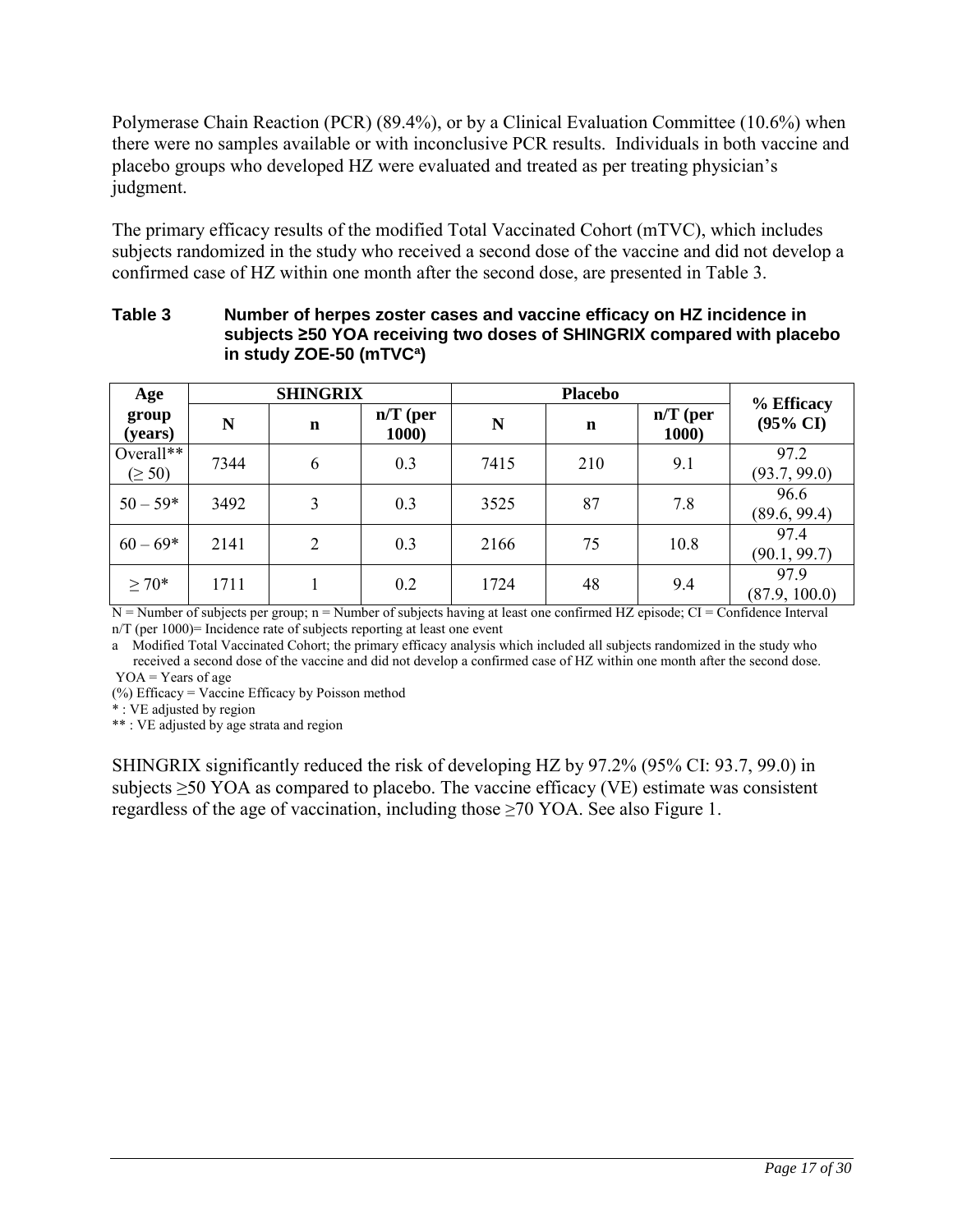Polymerase Chain Reaction (PCR) (89.4%), or by a Clinical Evaluation Committee (10.6%) when there were no samples available or with inconclusive PCR results. Individuals in both vaccine and placebo groups who developed HZ were evaluated and treated as per treating physician's judgment.

The primary efficacy results of the modified Total Vaccinated Cohort (mTVC), which includes subjects randomized in the study who received a second dose of the vaccine and did not develop a confirmed case of HZ within one month after the second dose, are presented in Table 3.

**Table 3 Number of herpes zoster cases and vaccine efficacy on HZ incidence in subjects ≥50 YOA receiving two doses of SHINGRIX compared with placebo in study ZOE-50 (mTVC[a])**

| Age group (years) | SHINGRIX | | | Placebo | | | % Efficacy (95% CI) |
|---|---|---|---|---|---|---|---|
| | N | n | n/T (per 1000) | N | n | n/T (per 1000) | |
| Overall** (≥ 50) | 7344 | 6 | 0.3 | 7415 | 210 | 9.1 | 97.2 (93.7, 99.0) |
| 50 – 59* | 3492 | 3 | 0.3 | 3525 | 87 | 7.8 | 96.6 (89.6, 99.4) |
| 60 – 69* | 2141 | 2 | 0.3 | 2166 | 75 | 10.8 | 97.4 (90.1, 99.7) |
| ≥ 70* | 1711 | 1 | 0.2 | 1724 | 48 | 9.4 | 97.9 (87.9, 100.0) |

N = Number of subjects per group; n = Number of subjects having at least one confirmed HZ episode; CI = Confidence Interval
n/T (per 1000)= Incidence rate of subjects reporting at least one event
a Modified Total Vaccinated Cohort; the primary efficacy analysis which included all subjects randomized in the study who received a second dose of the vaccine and did not develop a confirmed case of HZ within one month after the second dose.
YOA = Years of age
(%) Efficacy = Vaccine Efficacy by Poisson method
* : VE adjusted by region
** : VE adjusted by age strata and region

SHINGRIX significantly reduced the risk of developing HZ by 97.2% (95% CI: 93.7, 99.0) in subjects ≥50 YOA as compared to placebo. The vaccine efficacy (VE) estimate was consistent regardless of the age of vaccination, including those ≥70 YOA. See also Figure 1.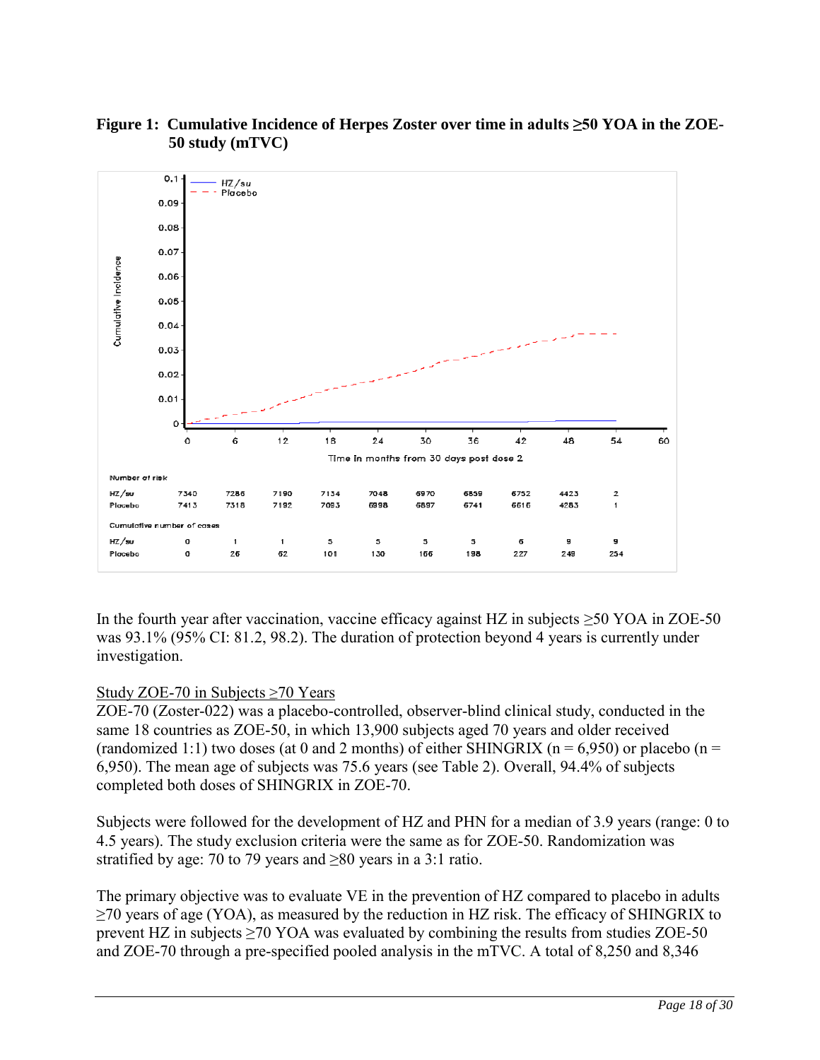**Figure 1: Cumulative Incidence of Herpes Zoster over time in adults ≥50 YOA in the ZOE-50 study (mTVC)**

Number at risk

| | 0 | 6 | 12 | 18 | 24 | 30 | 36 | 42 | 48 | 54 |
|---|---|---|---|---|---|---|---|---|---|---|
| HZ/su | 7340 | 7286 | 7190 | 7134 | 7048 | 6970 | 6859 | 6752 | 4423 | 2 |
| Placebo | 7413 | 7318 | 7192 | 7093 | 6998 | 6897 | 6741 | 6616 | 4283 | 1 |

Cumulative number of cases

| | 0 | 6 | 12 | 18 | 24 | 30 | 36 | 42 | 48 | 54 |
|---|---|---|---|---|---|---|---|---|---|---|
| HZ/su | 0 | 1 | 1 | 5 | 5 | 5 | 5 | 6 | 9 | 9 |
| Placebo | 0 | 26 | 62 | 101 | 130 | 166 | 198 | 227 | 249 | 254 |

Time in months from 30 days post dose 2

In the fourth year after vaccination, vaccine efficacy against HZ in subjects ≥50 YOA in ZOE-50 was 93.1% (95% CI: 81.2, 98.2). The duration of protection beyond 4 years is currently under investigation.

Study ZOE-70 in Subjects ≥70 Years

ZOE-70 (Zoster-022) was a placebo-controlled, observer-blind clinical study, conducted in the same 18 countries as ZOE-50, in which 13,900 subjects aged 70 years and older received (randomized 1:1) two doses (at 0 and 2 months) of either SHINGRIX (n = 6,950) or placebo (n = 6,950). The mean age of subjects was 75.6 years (see Table 2). Overall, 94.4% of subjects completed both doses of SHINGRIX in ZOE-70.

Subjects were followed for the development of HZ and PHN for a median of 3.9 years (range: 0 to 4.5 years). The study exclusion criteria were the same as for ZOE-50. Randomization was stratified by age: 70 to 79 years and ≥80 years in a 3:1 ratio.

The primary objective was to evaluate VE in the prevention of HZ compared to placebo in adults ≥70 years of age (YOA), as measured by the reduction in HZ risk. The efficacy of SHINGRIX to prevent HZ in subjects ≥70 YOA was evaluated by combining the results from studies ZOE-50 and ZOE-70 through a pre-specified pooled analysis in the mTVC. A total of 8,250 and 8,346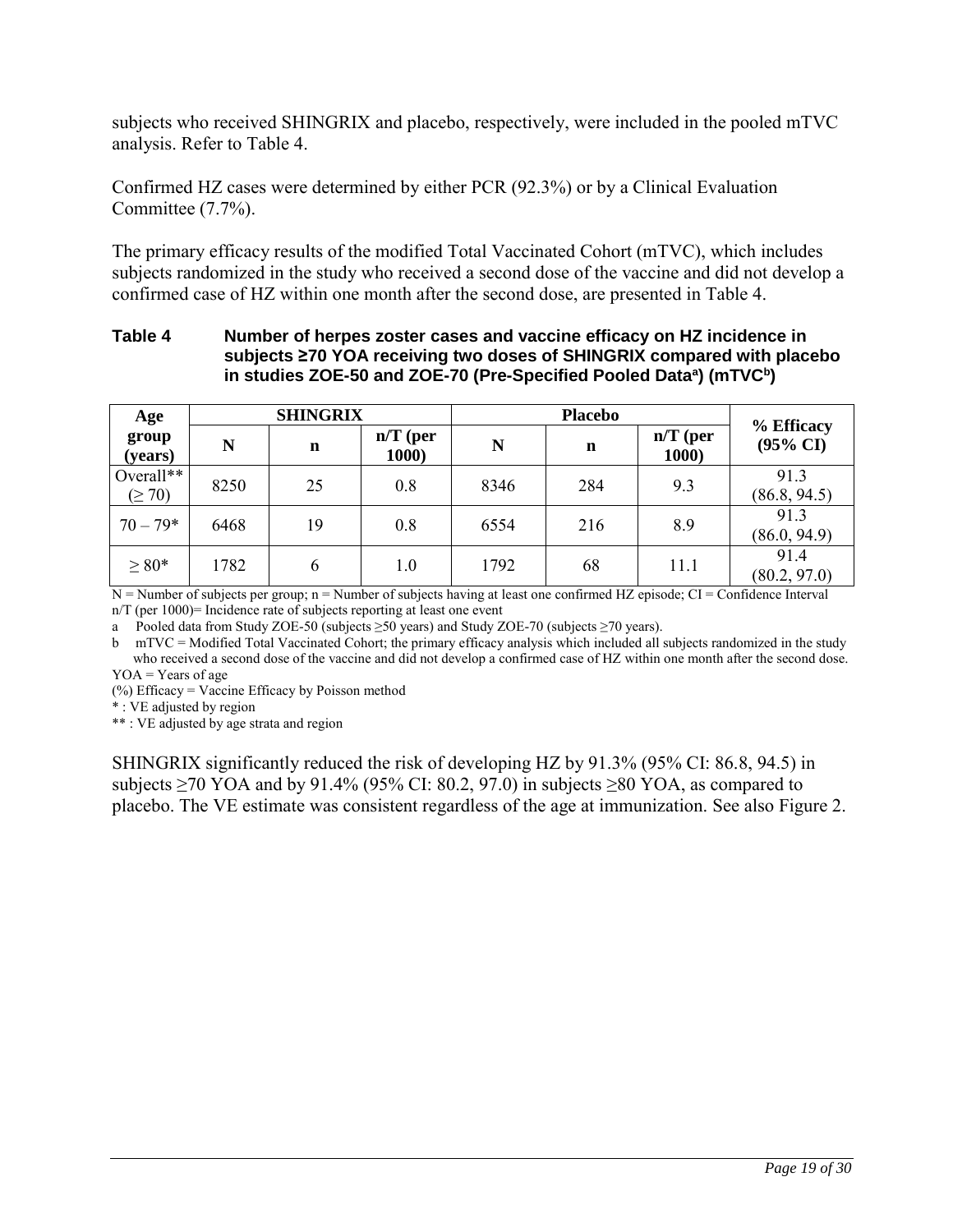subjects who received SHINGRIX and placebo, respectively, were included in the pooled mTVC analysis. Refer to Table 4.

Confirmed HZ cases were determined by either PCR (92.3%) or by a Clinical Evaluation Committee (7.7%).

The primary efficacy results of the modified Total Vaccinated Cohort (mTVC), which includes subjects randomized in the study who received a second dose of the vaccine and did not develop a confirmed case of HZ within one month after the second dose, are presented in Table 4.

**Table 4 Number of herpes zoster cases and vaccine efficacy on HZ incidence in subjects ≥70 YOA receiving two doses of SHINGRIX compared with placebo in studies ZOE-50 and ZOE-70 (Pre-Specified Pooled Data[a]) (mTVC[b])**

| Age group (years) | SHINGRIX | | | Placebo | | | % Efficacy (95% CI) |
|---|---|---|---|---|---|---|---|
| | N | n | n/T (per 1000) | N | n | n/T (per 1000) | |
| Overall** (≥ 70) | 8250 | 25 | 0.8 | 8346 | 284 | 9.3 | 91.3 (86.8, 94.5) |
| 70 – 79* | 6468 | 19 | 0.8 | 6554 | 216 | 8.9 | 91.3 (86.0, 94.9) |
| ≥ 80* | 1782 | 6 | 1.0 | 1792 | 68 | 11.1 | 91.4 (80.2, 97.0) |

N = Number of subjects per group; n = Number of subjects having at least one confirmed HZ episode; CI = Confidence Interval
n/T (per 1000)= Incidence rate of subjects reporting at least one event
a Pooled data from Study ZOE-50 (subjects ≥50 years) and Study ZOE-70 (subjects ≥70 years).
b mTVC = Modified Total Vaccinated Cohort; the primary efficacy analysis which included all subjects randomized in the study who received a second dose of the vaccine and did not develop a confirmed case of HZ within one month after the second dose.
YOA = Years of age
(%) Efficacy = Vaccine Efficacy by Poisson method
* : VE adjusted by region
** : VE adjusted by age strata and region

SHINGRIX significantly reduced the risk of developing HZ by 91.3% (95% CI: 86.8, 94.5) in subjects ≥70 YOA and by 91.4% (95% CI: 80.2, 97.0) in subjects ≥80 YOA, as compared to placebo. The VE estimate was consistent regardless of the age at immunization. See also Figure 2.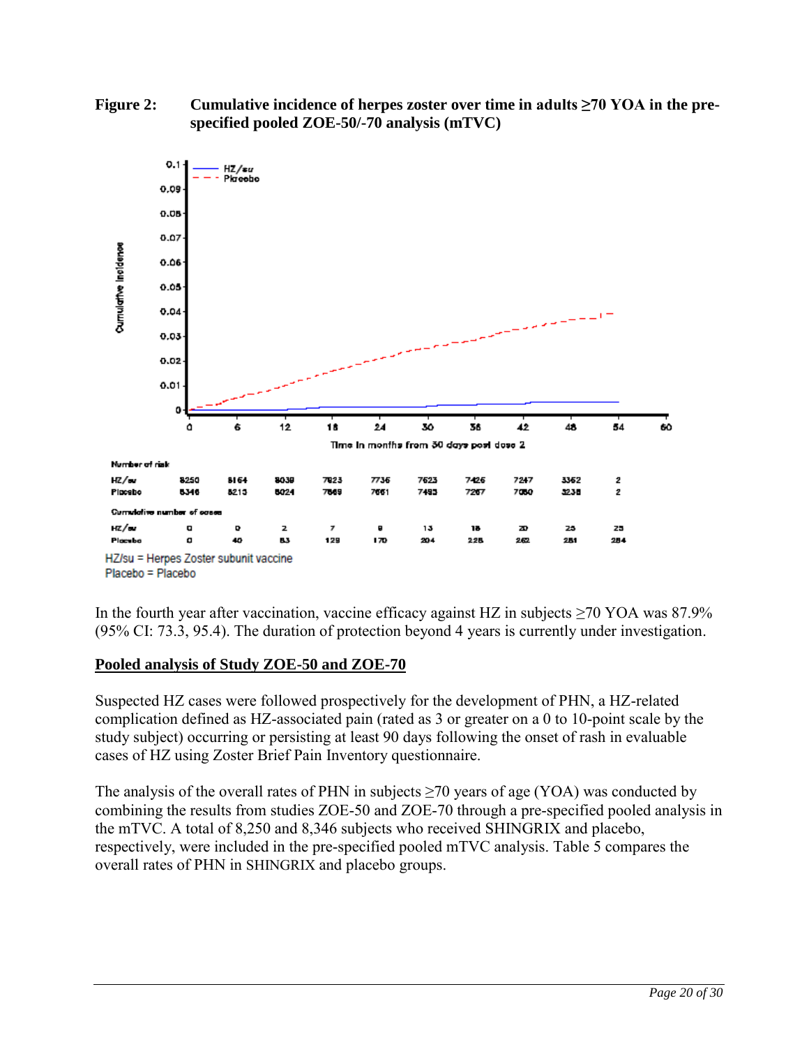**Figure 2: Cumulative incidence of herpes zoster over time in adults ≥70 YOA in the pre-specified pooled ZOE-50/-70 analysis (mTVC)**

Number of risk

| | 0 | 6 | 12 | 18 | 24 | 30 | 36 | 42 | 48 | 54 |
|---|---|---|---|---|---|---|---|---|---|---|
| HZ/su | 8250 | 8164 | 8039 | 7923 | 7736 | 7623 | 7426 | 7247 | 3362 | 2 |
| Placebo | 8346 | 8213 | 8024 | 7869 | 7661 | 7493 | 7267 | 7080 | 3238 | 2 |

Cumulative number of cases

| | 0 | 6 | 12 | 18 | 24 | 30 | 36 | 42 | 48 | 54 |
|---|---|---|---|---|---|---|---|---|---|---|
| HZ/su | 0 | 0 | 2 | 7 | 9 | 13 | 18 | 20 | 25 | 25 |
| Placebo | 0 | 40 | 83 | 129 | 170 | 204 | 228 | 262 | 281 | 284 |

HZ/su = Herpes Zoster subunit vaccine
Placebo = Placebo

In the fourth year after vaccination, vaccine efficacy against HZ in subjects ≥70 YOA was 87.9% (95% CI: 73.3, 95.4). The duration of protection beyond 4 years is currently under investigation.

**Pooled analysis of Study ZOE-50 and ZOE-70**

Suspected HZ cases were followed prospectively for the development of PHN, a HZ-related complication defined as HZ-associated pain (rated as 3 or greater on a 0 to 10-point scale by the study subject) occurring or persisting at least 90 days following the onset of rash in evaluable cases of HZ using Zoster Brief Pain Inventory questionnaire.

The analysis of the overall rates of PHN in subjects ≥70 years of age (YOA) was conducted by combining the results from studies ZOE-50 and ZOE-70 through a pre-specified pooled analysis in the mTVC. A total of 8,250 and 8,346 subjects who received SHINGRIX and placebo, respectively, were included in the pre-specified pooled mTVC analysis. Table 5 compares the overall rates of PHN in SHINGRIX and placebo groups.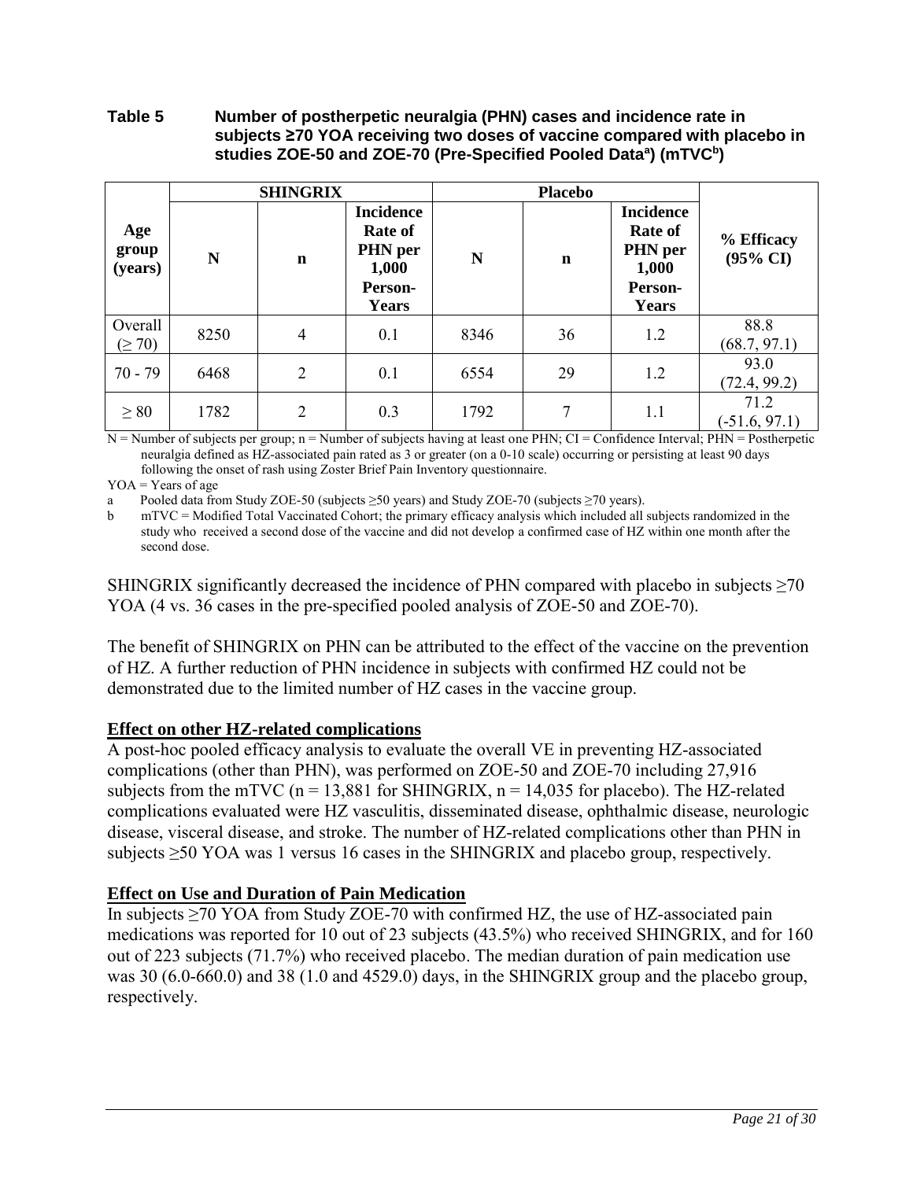**Table 5 Number of postherpetic neuralgia (PHN) cases and incidence rate in subjects ≥70 YOA receiving two doses of vaccine compared with placebo in studies ZOE-50 and ZOE-70 (Pre-Specified Pooled Data[a]) (mTVC[b])**

| Age group (years) | SHINGRIX | | | Placebo | | | % Efficacy (95% CI) |
|---|---|---|---|---|---|---|---|
| | N | n | Incidence Rate of PHN per 1,000 Person-Years | N | n | Incidence Rate of PHN per 1,000 Person-Years | |
| Overall (≥ 70) | 8250 | 4 | 0.1 | 8346 | 36 | 1.2 | 88.8 (68.7, 97.1) |
| 70 - 79 | 6468 | 2 | 0.1 | 6554 | 29 | 1.2 | 93.0 (72.4, 99.2) |
| ≥ 80 | 1782 | 2 | 0.3 | 1792 | 7 | 1.1 | 71.2 (-51.6, 97.1) |

N = Number of subjects per group; n = Number of subjects having at least one PHN; CI = Confidence Interval; PHN = Postherpetic neuralgia defined as HZ-associated pain rated as 3 or greater (on a 0-10 scale) occurring or persisting at least 90 days following the onset of rash using Zoster Brief Pain Inventory questionnaire.

YOA = Years of age

a Pooled data from Study ZOE-50 (subjects ≥50 years) and Study ZOE-70 (subjects ≥70 years).

b mTVC = Modified Total Vaccinated Cohort; the primary efficacy analysis which included all subjects randomized in the study who received a second dose of the vaccine and did not develop a confirmed case of HZ within one month after the second dose.

SHINGRIX significantly decreased the incidence of PHN compared with placebo in subjects ≥70 YOA (4 vs. 36 cases in the pre-specified pooled analysis of ZOE-50 and ZOE-70).

The benefit of SHINGRIX on PHN can be attributed to the effect of the vaccine on the prevention of HZ. A further reduction of PHN incidence in subjects with confirmed HZ could not be demonstrated due to the limited number of HZ cases in the vaccine group.

**Effect on other HZ-related complications**

A post-hoc pooled efficacy analysis to evaluate the overall VE in preventing HZ-associated complications (other than PHN), was performed on ZOE-50 and ZOE-70 including 27,916 subjects from the mTVC (n = 13,881 for SHINGRIX, n = 14,035 for placebo). The HZ-related complications evaluated were HZ vasculitis, disseminated disease, ophthalmic disease, neurologic disease, visceral disease, and stroke. The number of HZ-related complications other than PHN in subjects ≥50 YOA was 1 versus 16 cases in the SHINGRIX and placebo group, respectively.

**Effect on Use and Duration of Pain Medication**

In subjects ≥70 YOA from Study ZOE-70 with confirmed HZ, the use of HZ-associated pain medications was reported for 10 out of 23 subjects (43.5%) who received SHINGRIX, and for 160 out of 223 subjects (71.7%) who received placebo. The median duration of pain medication use was 30 (6.0-660.0) and 38 (1.0 and 4529.0) days, in the SHINGRIX group and the placebo group, respectively.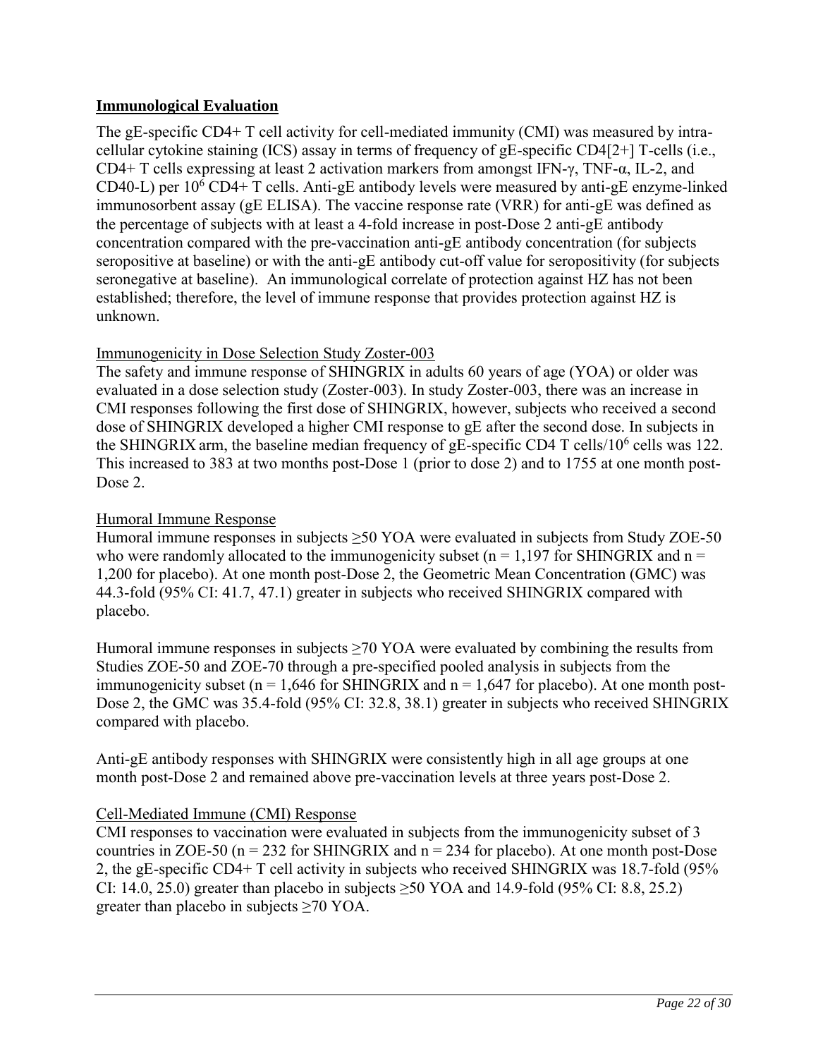## Immunological Evaluation

The gE-specific CD4+ T cell activity for cell-mediated immunity (CMI) was measured by intra-cellular cytokine staining (ICS) assay in terms of frequency of gE-specific CD4[2+] T-cells (i.e., CD4+ T cells expressing at least 2 activation markers from amongst IFN-γ, TNF-α, IL-2, and CD40-L) per $10^6$ CD4+ T cells. Anti-gE antibody levels were measured by anti-gE enzyme-linked immunosorbent assay (gE ELISA). The vaccine response rate (VRR) for anti-gE was defined as the percentage of subjects with at least a 4-fold increase in post-Dose 2 anti-gE antibody concentration compared with the pre-vaccination anti-gE antibody concentration (for subjects seropositive at baseline) or with the anti-gE antibody cut-off value for seropositivity (for subjects seronegative at baseline). An immunological correlate of protection against HZ has not been established; therefore, the level of immune response that provides protection against HZ is unknown.

Immunogenicity in Dose Selection Study Zoster-003

The safety and immune response of SHINGRIX in adults 60 years of age (YOA) or older was evaluated in a dose selection study (Zoster-003). In study Zoster-003, there was an increase in CMI responses following the first dose of SHINGRIX, however, subjects who received a second dose of SHINGRIX developed a higher CMI response to gE after the second dose. In subjects in the SHINGRIX arm, the baseline median frequency of gE-specific CD4 T cells/$10^6$ cells was 122. This increased to 383 at two months post-Dose 1 (prior to dose 2) and to 1755 at one month post-Dose 2.

Humoral Immune Response

Humoral immune responses in subjects ≥50 YOA were evaluated in subjects from Study ZOE-50 who were randomly allocated to the immunogenicity subset (n = 1,197 for SHINGRIX and n = 1,200 for placebo). At one month post-Dose 2, the Geometric Mean Concentration (GMC) was 44.3-fold (95% CI: 41.7, 47.1) greater in subjects who received SHINGRIX compared with placebo.

Humoral immune responses in subjects ≥70 YOA were evaluated by combining the results from Studies ZOE-50 and ZOE-70 through a pre-specified pooled analysis in subjects from the immunogenicity subset (n = 1,646 for SHINGRIX and n = 1,647 for placebo). At one month post-Dose 2, the GMC was 35.4-fold (95% CI: 32.8, 38.1) greater in subjects who received SHINGRIX compared with placebo.

Anti-gE antibody responses with SHINGRIX were consistently high in all age groups at one month post-Dose 2 and remained above pre-vaccination levels at three years post-Dose 2.

Cell-Mediated Immune (CMI) Response

CMI responses to vaccination were evaluated in subjects from the immunogenicity subset of 3 countries in ZOE-50 (n = 232 for SHINGRIX and n = 234 for placebo). At one month post-Dose 2, the gE-specific CD4+ T cell activity in subjects who received SHINGRIX was 18.7-fold (95% CI: 14.0, 25.0) greater than placebo in subjects ≥50 YOA and 14.9-fold (95% CI: 8.8, 25.2) greater than placebo in subjects ≥70 YOA.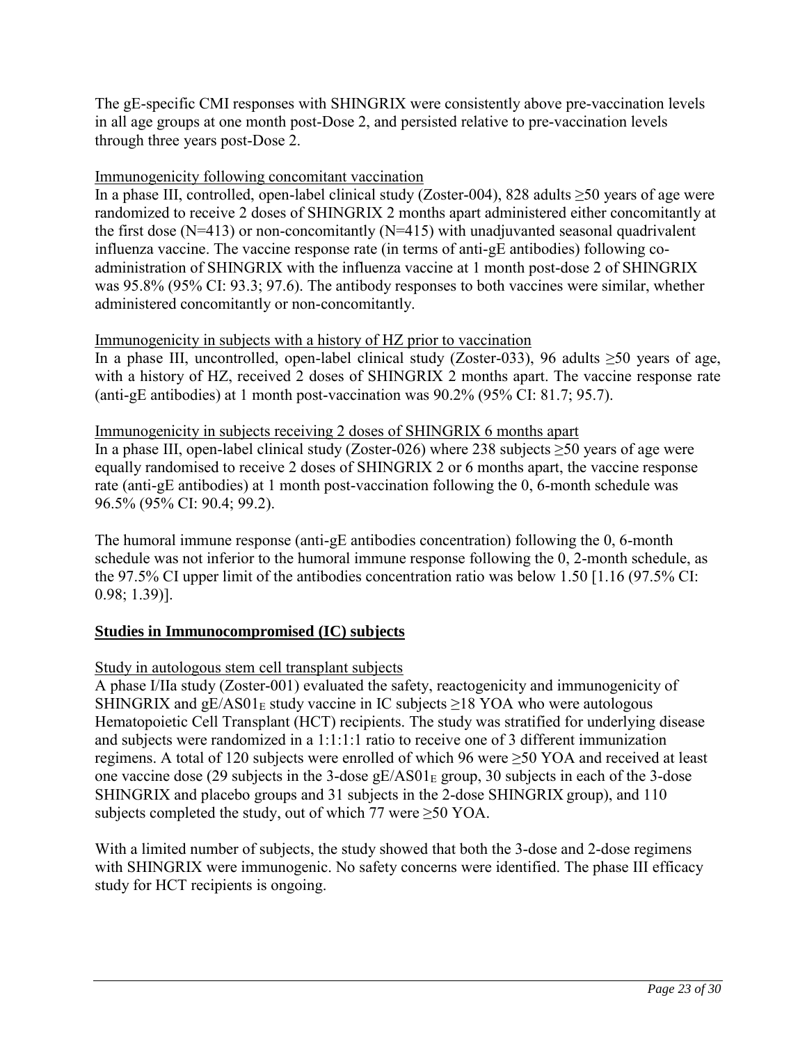The gE-specific CMI responses with SHINGRIX were consistently above pre-vaccination levels in all age groups at one month post-Dose 2, and persisted relative to pre-vaccination levels through three years post-Dose 2.

Immunogenicity following concomitant vaccination

In a phase III, controlled, open-label clinical study (Zoster-004), 828 adults ≥50 years of age were randomized to receive 2 doses of SHINGRIX 2 months apart administered either concomitantly at the first dose (N=413) or non-concomitantly (N=415) with unadjuvanted seasonal quadrivalent influenza vaccine. The vaccine response rate (in terms of anti-gE antibodies) following co-administration of SHINGRIX with the influenza vaccine at 1 month post-dose 2 of SHINGRIX was 95.8% (95% CI: 93.3; 97.6). The antibody responses to both vaccines were similar, whether administered concomitantly or non-concomitantly.

Immunogenicity in subjects with a history of HZ prior to vaccination

In a phase III, uncontrolled, open-label clinical study (Zoster-033), 96 adults ≥50 years of age, with a history of HZ, received 2 doses of SHINGRIX 2 months apart. The vaccine response rate (anti-gE antibodies) at 1 month post-vaccination was 90.2% (95% CI: 81.7; 95.7).

Immunogenicity in subjects receiving 2 doses of SHINGRIX 6 months apart

In a phase III, open-label clinical study (Zoster-026) where 238 subjects ≥50 years of age were equally randomised to receive 2 doses of SHINGRIX 2 or 6 months apart, the vaccine response rate (anti-gE antibodies) at 1 month post-vaccination following the 0, 6-month schedule was 96.5% (95% CI: 90.4; 99.2).

The humoral immune response (anti-gE antibodies concentration) following the 0, 6-month schedule was not inferior to the humoral immune response following the 0, 2-month schedule, as the 97.5% CI upper limit of the antibodies concentration ratio was below 1.50 [1.16 (97.5% CI: 0.98; 1.39)].

**Studies in Immunocompromised (IC) subjects**

Study in autologous stem cell transplant subjects

A phase I/IIa study (Zoster-001) evaluated the safety, reactogenicity and immunogenicity of SHINGRIX and $gE/AS01_E$ study vaccine in IC subjects ≥18 YOA who were autologous Hematopoietic Cell Transplant (HCT) recipients. The study was stratified for underlying disease and subjects were randomized in a 1:1:1:1 ratio to receive one of 3 different immunization regimens. A total of 120 subjects were enrolled of which 96 were ≥50 YOA and received at least one vaccine dose (29 subjects in the 3-dose $gE/AS01_E$ group, 30 subjects in each of the 3-dose SHINGRIX and placebo groups and 31 subjects in the 2-dose SHINGRIX group), and 110 subjects completed the study, out of which 77 were ≥50 YOA.

With a limited number of subjects, the study showed that both the 3-dose and 2-dose regimens with SHINGRIX were immunogenic. No safety concerns were identified. The phase III efficacy study for HCT recipients is ongoing.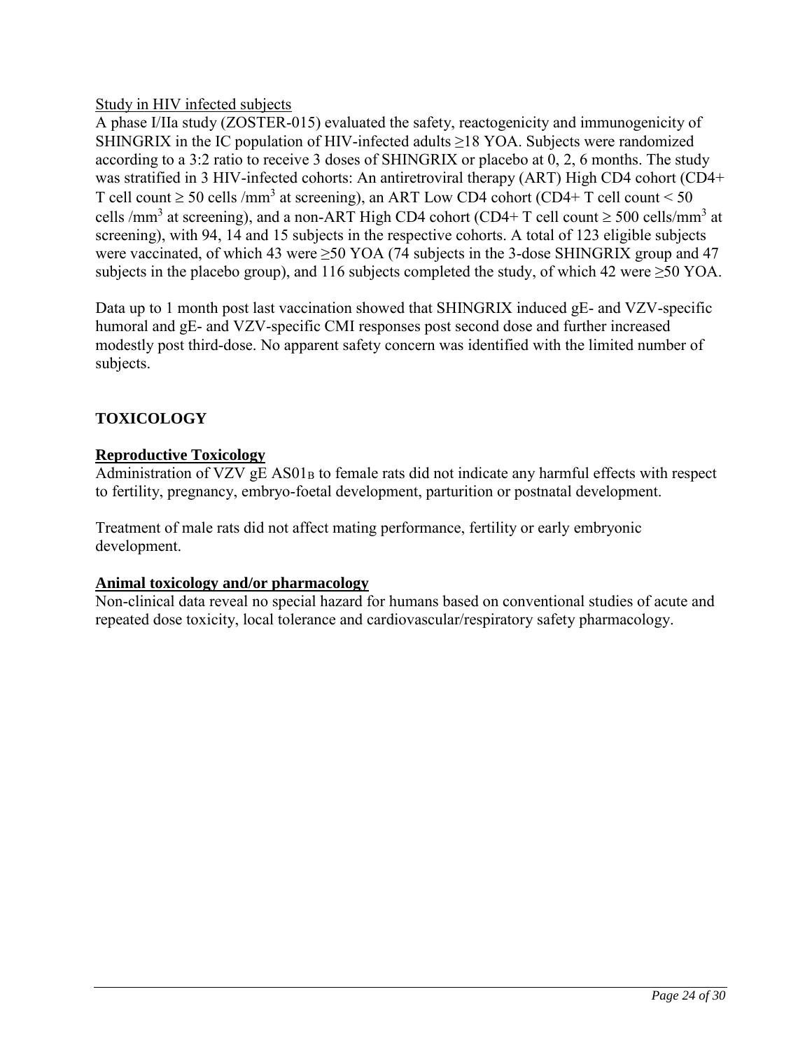Study in HIV infected subjects

A phase I/IIa study (ZOSTER-015) evaluated the safety, reactogenicity and immunogenicity of SHINGRIX in the IC population of HIV-infected adults ≥18 YOA. Subjects were randomized according to a 3:2 ratio to receive 3 doses of SHINGRIX or placebo at 0, 2, 6 months. The study was stratified in 3 HIV-infected cohorts: An antiretroviral therapy (ART) High CD4 cohort (CD4+ T cell count ≥ 50 cells /$mm^3$ at screening), an ART Low CD4 cohort (CD4+ T cell count < 50 cells /$mm^3$ at screening), and a non-ART High CD4 cohort (CD4+ T cell count ≥ 500 cells/$mm^3$ at screening), with 94, 14 and 15 subjects in the respective cohorts. A total of 123 eligible subjects were vaccinated, of which 43 were ≥50 YOA (74 subjects in the 3-dose SHINGRIX group and 47 subjects in the placebo group), and 116 subjects completed the study, of which 42 were ≥50 YOA.

Data up to 1 month post last vaccination showed that SHINGRIX induced gE- and VZV-specific humoral and gE- and VZV-specific CMI responses post second dose and further increased modestly post third-dose. No apparent safety concern was identified with the limited number of subjects.

## TOXICOLOGY

### Reproductive Toxicology

Administration of VZV gE $AS01_B$ to female rats did not indicate any harmful effects with respect to fertility, pregnancy, embryo-foetal development, parturition or postnatal development.

Treatment of male rats did not affect mating performance, fertility or early embryonic development.

### Animal toxicology and/or pharmacology

Non-clinical data reveal no special hazard for humans based on conventional studies of acute and repeated dose toxicity, local tolerance and cardiovascular/respiratory safety pharmacology.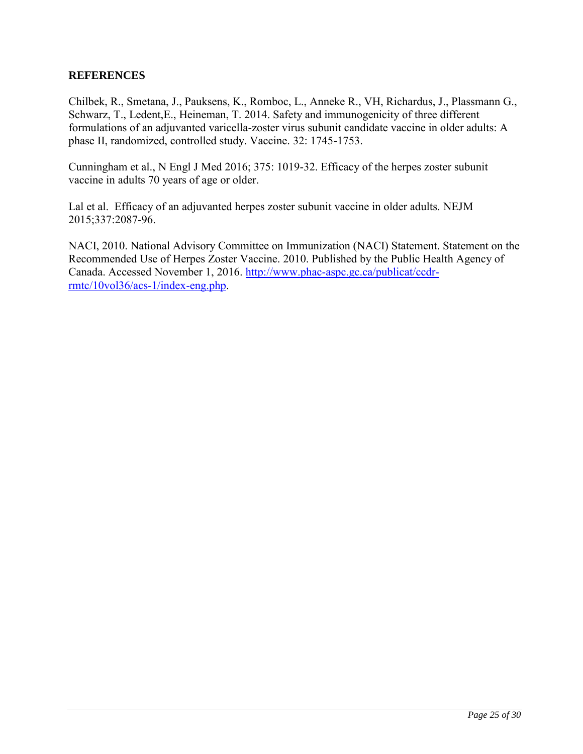## REFERENCES

Chilbek, R., Smetana, J., Pauksens, K., Romboc, L., Anneke R., VH, Richardus, J., Plassmann G., Schwarz, T., Ledent,E., Heineman, T. 2014. Safety and immunogenicity of three different formulations of an adjuvanted varicella-zoster virus subunit candidate vaccine in older adults: A phase II, randomized, controlled study. Vaccine. 32: 1745-1753.

Cunningham et al., N Engl J Med 2016; 375: 1019-32. Efficacy of the herpes zoster subunit vaccine in adults 70 years of age or older.

Lal et al. Efficacy of an adjuvanted herpes zoster subunit vaccine in older adults. NEJM 2015;337:2087-96.

NACI, 2010. National Advisory Committee on Immunization (NACI) Statement. Statement on the Recommended Use of Herpes Zoster Vaccine. 2010. Published by the Public Health Agency of Canada. Accessed November 1, 2016. [http://www.phac-aspc.gc.ca/publicat/ccdr-rmtc/10vol36/acs-1/index-eng.php](http://www.phac-aspc.gc.ca/publicat/ccdr-rmtc/10vol36/acs-1/index-eng.php).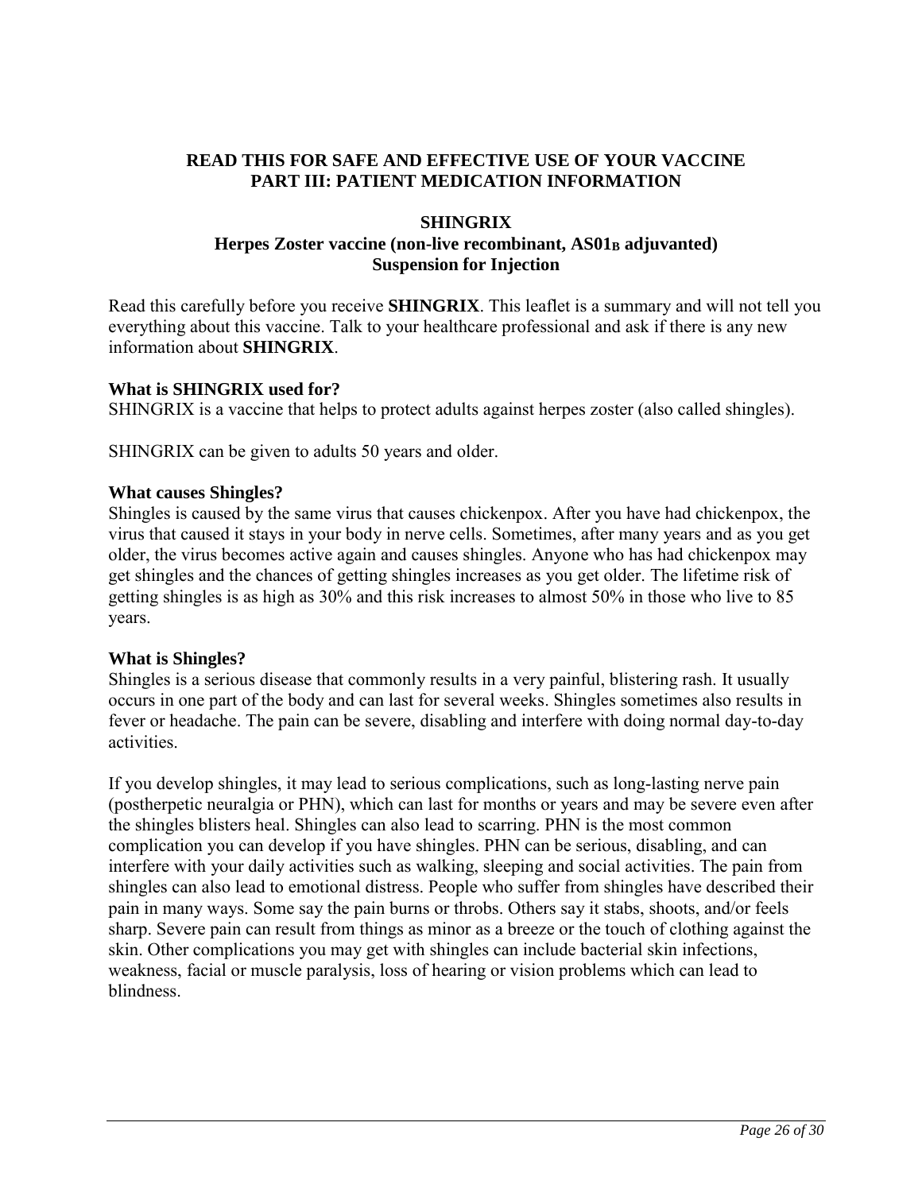**READ THIS FOR SAFE AND EFFECTIVE USE OF YOUR VACCINE**
**PART III: PATIENT MEDICATION INFORMATION**

**SHINGRIX**
**Herpes Zoster vaccine (non-live recombinant, $AS01_B$ adjuvanted)**
**Suspension for Injection**

Read this carefully before you receive **SHINGRIX**. This leaflet is a summary and will not tell you everything about this vaccine. Talk to your healthcare professional and ask if there is any new information about **SHINGRIX**.

**What is SHINGRIX used for?**

SHINGRIX is a vaccine that helps to protect adults against herpes zoster (also called shingles).

SHINGRIX can be given to adults 50 years and older.

**What causes Shingles?**

Shingles is caused by the same virus that causes chickenpox. After you have had chickenpox, the virus that caused it stays in your body in nerve cells. Sometimes, after many years and as you get older, the virus becomes active again and causes shingles. Anyone who has had chickenpox may get shingles and the chances of getting shingles increases as you get older. The lifetime risk of getting shingles is as high as 30% and this risk increases to almost 50% in those who live to 85 years.

**What is Shingles?**

Shingles is a serious disease that commonly results in a very painful, blistering rash. It usually occurs in one part of the body and can last for several weeks. Shingles sometimes also results in fever or headache. The pain can be severe, disabling and interfere with doing normal day-to-day activities.

If you develop shingles, it may lead to serious complications, such as long-lasting nerve pain (postherpetic neuralgia or PHN), which can last for months or years and may be severe even after the shingles blisters heal. Shingles can also lead to scarring. PHN is the most common complication you can develop if you have shingles. PHN can be serious, disabling, and can interfere with your daily activities such as walking, sleeping and social activities. The pain from shingles can also lead to emotional distress. People who suffer from shingles have described their pain in many ways. Some say the pain burns or throbs. Others say it stabs, shoots, and/or feels sharp. Severe pain can result from things as minor as a breeze or the touch of clothing against the skin. Other complications you may get with shingles can include bacterial skin infections, weakness, facial or muscle paralysis, loss of hearing or vision problems which can lead to blindness.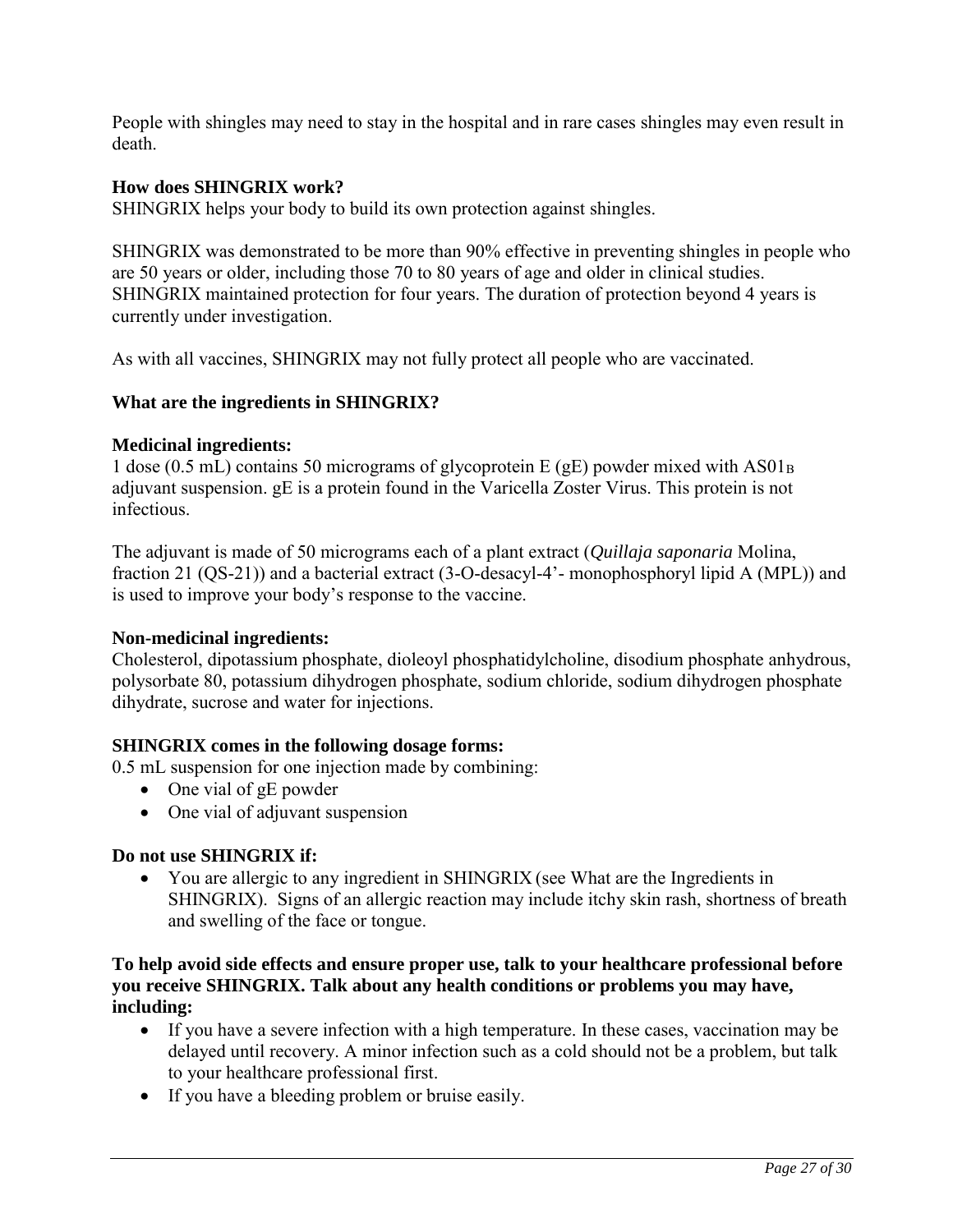People with shingles may need to stay in the hospital and in rare cases shingles may even result in death.

**How does SHINGRIX work?**
SHINGRIX helps your body to build its own protection against shingles.

SHINGRIX was demonstrated to be more than 90% effective in preventing shingles in people who are 50 years or older, including those 70 to 80 years of age and older in clinical studies. SHINGRIX maintained protection for four years. The duration of protection beyond 4 years is currently under investigation.

As with all vaccines, SHINGRIX may not fully protect all people who are vaccinated.

**What are the ingredients in SHINGRIX?**

**Medicinal ingredients:**
1 dose (0.5 mL) contains 50 micrograms of glycoprotein E (gE) powder mixed with $AS01_B$ adjuvant suspension. gE is a protein found in the Varicella Zoster Virus. This protein is not infectious.

The adjuvant is made of 50 micrograms each of a plant extract (*Quillaja saponaria* Molina, fraction 21 (QS-21)) and a bacterial extract (3-O-desacyl-4'- monophosphoryl lipid A (MPL)) and is used to improve your body's response to the vaccine.

**Non-medicinal ingredients:**
Cholesterol, dipotassium phosphate, dioleoyl phosphatidylcholine, disodium phosphate anhydrous, polysorbate 80, potassium dihydrogen phosphate, sodium chloride, sodium dihydrogen phosphate dihydrate, sucrose and water for injections.

**SHINGRIX comes in the following dosage forms:**
0.5 mL suspension for one injection made by combining:

- One vial of gE powder
- One vial of adjuvant suspension

**Do not use SHINGRIX if:**

- You are allergic to any ingredient in SHINGRIX (see What are the Ingredients in SHINGRIX). Signs of an allergic reaction may include itchy skin rash, shortness of breath and swelling of the face or tongue.

**To help avoid side effects and ensure proper use, talk to your healthcare professional before you receive SHINGRIX. Talk about any health conditions or problems you may have, including:**

- If you have a severe infection with a high temperature. In these cases, vaccination may be delayed until recovery. A minor infection such as a cold should not be a problem, but talk to your healthcare professional first.
- If you have a bleeding problem or bruise easily.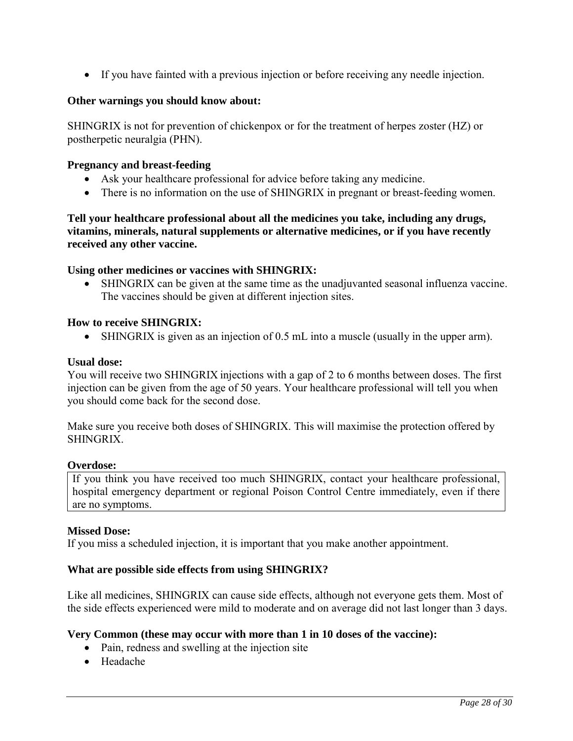- If you have fainted with a previous injection or before receiving any needle injection.

**Other warnings you should know about:**

SHINGRIX is not for prevention of chickenpox or for the treatment of herpes zoster (HZ) or postherpetic neuralgia (PHN).

**Pregnancy and breast-feeding**

- Ask your healthcare professional for advice before taking any medicine.
- There is no information on the use of SHINGRIX in pregnant or breast-feeding women.

**Tell your healthcare professional about all the medicines you take, including any drugs, vitamins, minerals, natural supplements or alternative medicines, or if you have recently received any other vaccine.**

**Using other medicines or vaccines with SHINGRIX:**

- SHINGRIX can be given at the same time as the unadjuvanted seasonal influenza vaccine. The vaccines should be given at different injection sites.

**How to receive SHINGRIX:**

- SHINGRIX is given as an injection of 0.5 mL into a muscle (usually in the upper arm).

**Usual dose:**

You will receive two SHINGRIX injections with a gap of 2 to 6 months between doses. The first injection can be given from the age of 50 years. Your healthcare professional will tell you when you should come back for the second dose.

Make sure you receive both doses of SHINGRIX. This will maximise the protection offered by SHINGRIX.

**Overdose:**

| If you think you have received too much SHINGRIX, contact your healthcare professional, hospital emergency department or regional Poison Control Centre immediately, even if there are no symptoms. |
|---|

**Missed Dose:**

If you miss a scheduled injection, it is important that you make another appointment.

**What are possible side effects from using SHINGRIX?**

Like all medicines, SHINGRIX can cause side effects, although not everyone gets them. Most of the side effects experienced were mild to moderate and on average did not last longer than 3 days.

**Very Common (these may occur with more than 1 in 10 doses of the vaccine):**

- Pain, redness and swelling at the injection site
- Headache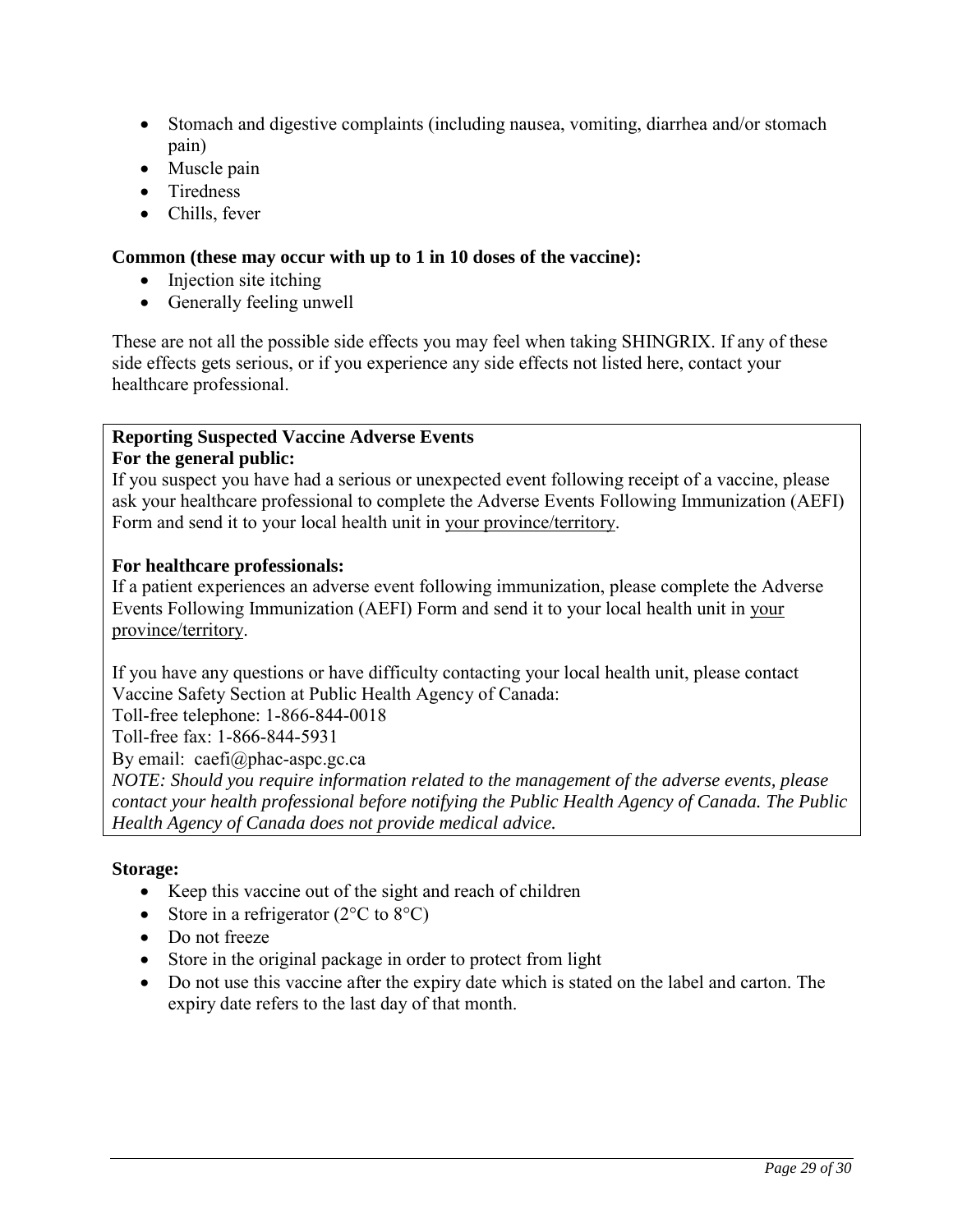- Stomach and digestive complaints (including nausea, vomiting, diarrhea and/or stomach pain)
- Muscle pain
- Tiredness
- Chills, fever

**Common (these may occur with up to 1 in 10 doses of the vaccine):**

- Injection site itching
- Generally feeling unwell

These are not all the possible side effects you may feel when taking SHINGRIX. If any of these side effects gets serious, or if you experience any side effects not listed here, contact your healthcare professional.

**Reporting Suspected Vaccine Adverse Events**

**For the general public:**

If you suspect you have had a serious or unexpected event following receipt of a vaccine, please ask your healthcare professional to complete the Adverse Events Following Immunization (AEFI) Form and send it to your local health unit in your province/territory.

**For healthcare professionals:**

If a patient experiences an adverse event following immunization, please complete the Adverse Events Following Immunization (AEFI) Form and send it to your local health unit in your province/territory.

If you have any questions or have difficulty contacting your local health unit, please contact Vaccine Safety Section at Public Health Agency of Canada:

Toll-free telephone: 1-866-844-0018

Toll-free fax: 1-866-844-5931

By email: caefi@phac-aspc.gc.ca

*NOTE: Should you require information related to the management of the adverse events, please contact your health professional before notifying the Public Health Agency of Canada. The Public Health Agency of Canada does not provide medical advice.*

**Storage:**

- Keep this vaccine out of the sight and reach of children
- Store in a refrigerator (2°C to 8°C)
- Do not freeze
- Store in the original package in order to protect from light
- Do not use this vaccine after the expiry date which is stated on the label and carton. The expiry date refers to the last day of that month.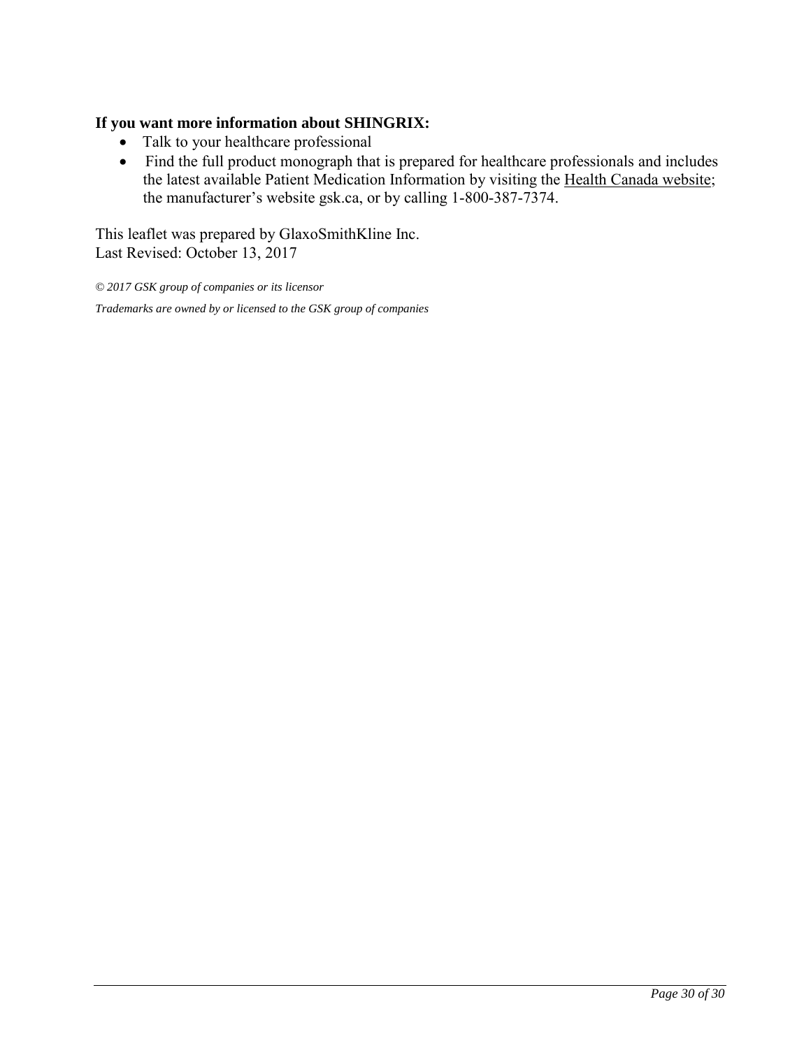**If you want more information about SHINGRIX:**

- Talk to your healthcare professional
- Find the full product monograph that is prepared for healthcare professionals and includes the latest available Patient Medication Information by visiting the Health Canada website; the manufacturer's website gsk.ca, or by calling 1-800-387-7374.

This leaflet was prepared by GlaxoSmithKline Inc.
Last Revised: October 13, 2017

*© 2017 GSK group of companies or its licensor*

*Trademarks are owned by or licensed to the GSK group of companies*